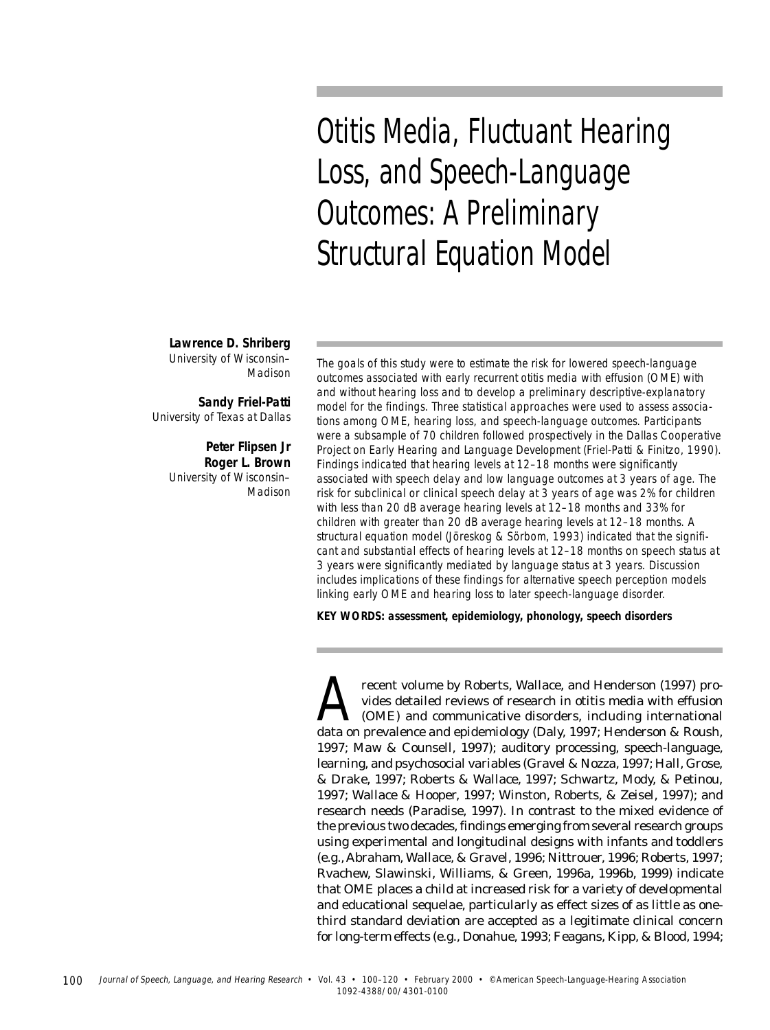# Otitis Media, Fluctuant Hearing Loss, and Speech-Language Outcomes: A Preliminary Structural Equation Model

**Lawrence D. Shriberg**
University of Wisconsin–Madison

**Sandy Friel-Patti**
University of Texas at Dallas

**Peter Flipsen Jr**
**Roger L. Brown**
University of Wisconsin–Madison

*The goals of this study were to estimate the risk for lowered speech-language outcomes associated with early recurrent otitis media with effusion (OME) with and without hearing loss and to develop a preliminary descriptive-explanatory model for the findings. Three statistical approaches were used to assess associations among OME, hearing loss, and speech-language outcomes. Participants were a subsample of 70 children followed prospectively in the Dallas Cooperative Project on Early Hearing and Language Development (Friel-Patti & Finitzo, 1990). Findings indicated that hearing levels at 12–18 months were significantly associated with speech delay and low language outcomes at 3 years of age. The risk for subclinical or clinical speech delay at 3 years of age was 2% for children with less than 20 dB average hearing levels at 12–18 months and 33% for children with greater than 20 dB average hearing levels at 12–18 months. A structural equation model (Jöreskog & Sörbom, 1993) indicated that the significant and substantial effects of hearing levels at 12–18 months on speech status at 3 years were significantly mediated by language status at 3 years. Discussion includes implications of these findings for alternative speech perception models linking early OME and hearing loss to later speech-language disorder.*

**KEY WORDS: assessment, epidemiology, phonology, speech disorders**

A recent volume by Roberts, Wallace, and Henderson (1997) provides detailed reviews of research in otitis media with effusion (OME) and communicative disorders, including international data on prevalence and epidemiology (Daly, 1997; Henderson & Roush, 1997; Maw & Counsell, 1997); auditory processing, speech-language, learning, and psychosocial variables (Gravel & Nozza, 1997; Hall, Grose, & Drake, 1997; Roberts & Wallace, 1997; Schwartz, Mody, & Petinou, 1997; Wallace & Hooper, 1997; Winston, Roberts, & Zeisel, 1997); and research needs (Paradise, 1997). In contrast to the mixed evidence of the previous two decades, findings emerging from several research groups using experimental and longitudinal designs with infants and toddlers (e.g., Abraham, Wallace, & Gravel, 1996; Nittrouer, 1996; Roberts, 1997; Rvachew, Slawinski, Williams, & Green, 1996a, 1996b, 1999) indicate that OME places a child at increased risk for a variety of developmental and educational sequelae, particularly as effect sizes of as little as one-third standard deviation are accepted as a legitimate clinical concern for long-term effects (e.g., Donahue, 1993; Feagans, Kipp, & Blood, 1994;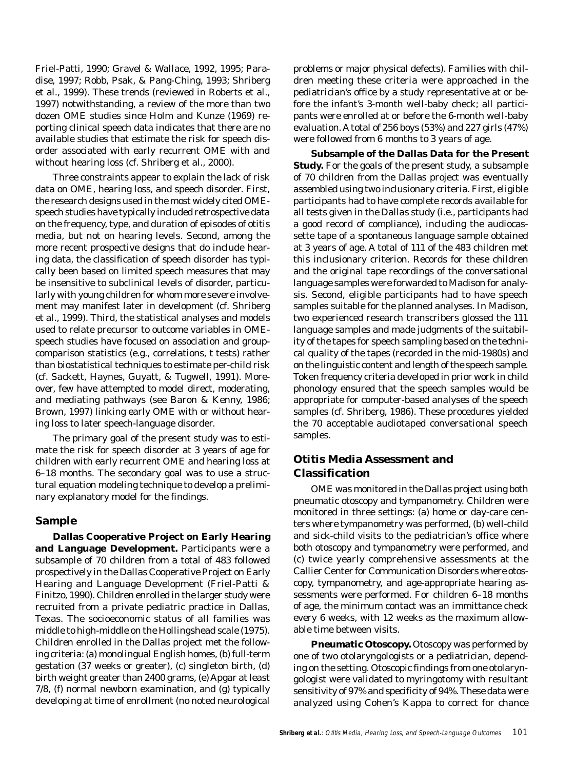Friel-Patti, 1990; Gravel & Wallace, 1992, 1995; Paradise, 1997; Robb, Psak, & Pang-Ching, 1993; Shriberg et al., 1999). These trends (reviewed in Roberts et al., 1997) notwithstanding, a review of the more than two dozen OME studies since Holm and Kunze (1969) reporting clinical speech data indicates that there are no available studies that estimate the risk for speech disorder associated with early recurrent OME with and without hearing loss (cf. Shriberg et al., 2000).

Three constraints appear to explain the lack of risk data on OME, hearing loss, and speech disorder. First, the research designs used in the most widely cited OME-speech studies have typically included retrospective data on the frequency, type, and duration of episodes of otitis media, but not on hearing levels. Second, among the more recent prospective designs that do include hearing data, the classification of speech disorder has typically been based on limited speech measures that may be insensitive to subclinical levels of disorder, particularly with young children for whom more severe involvement may manifest later in development (cf. Shriberg et al., 1999). Third, the statistical analyses and models used to relate precursor to outcome variables in OME-speech studies have focused on association and group-comparison statistics (e.g., correlations, *t* tests) rather than biostatistical techniques to estimate per-child risk (cf. Sackett, Haynes, Guyatt, & Tugwell, 1991). Moreover, few have attempted to model direct, moderating, and mediating pathways (see Baron & Kenny, 1986; Brown, 1997) linking early OME with or without hearing loss to later speech-language disorder.

The primary goal of the present study was to estimate the risk for speech disorder at 3 years of age for children with early recurrent OME and hearing loss at 6–18 months. The secondary goal was to use a structural equation modeling technique to develop a preliminary explanatory model for the findings.

## Sample

**Dallas Cooperative Project on Early Hearing and Language Development.** Participants were a subsample of 70 children from a total of 483 followed prospectively in the Dallas Cooperative Project on Early Hearing and Language Development (Friel-Patti & Finitzo, 1990). Children enrolled in the larger study were recruited from a private pediatric practice in Dallas, Texas. The socioeconomic status of all families was middle to high-middle on the Hollingshead scale (1975). Children enrolled in the Dallas project met the following criteria: (a) monolingual English homes, (b) full-term gestation (37 weeks or greater), (c) singleton birth, (d) birth weight greater than 2400 grams, (e) Apgar at least 7/8, (f) normal newborn examination, and (g) typically developing at time of enrollment (no noted neurological problems or major physical defects). Families with children meeting these criteria were approached in the pediatrician's office by a study representative at or before the infant's 3-month well-baby check; all participants were enrolled at or before the 6-month well-baby evaluation. A total of 256 boys (53%) and 227 girls (47%) were followed from 6 months to 3 years of age.

**Subsample of the Dallas Data for the Present Study.** For the goals of the present study, a subsample of 70 children from the Dallas project was eventually assembled using two inclusionary criteria. First, eligible participants had to have complete records available for all tests given in the Dallas study (i.e., participants had a good record of compliance), including the audiocassette tape of a spontaneous language sample obtained at 3 years of age. A total of 111 of the 483 children met this inclusionary criterion. Records for these children and the original tape recordings of the conversational language samples were forwarded to Madison for analysis. Second, eligible participants had to have speech samples suitable for the planned analyses. In Madison, two experienced research transcribers glossed the 111 language samples and made judgments of the suitability of the tapes for speech sampling based on the technical quality of the tapes (recorded in the mid-1980s) and on the linguistic content and length of the speech sample. Token frequency criteria developed in prior work in child phonology ensured that the speech samples would be appropriate for computer-based analyses of the speech samples (cf. Shriberg, 1986). These procedures yielded the 70 acceptable audiotaped conversational speech samples.

## Otitis Media Assessment and Classification

OME was monitored in the Dallas project using both pneumatic otoscopy and tympanometry. Children were monitored in three settings: (a) home or day-care centers where tympanometry was performed, (b) well-child and sick-child visits to the pediatrician's office where both otoscopy and tympanometry were performed, and (c) twice yearly comprehensive assessments at the Callier Center for Communication Disorders where otoscopy, tympanometry, and age-appropriate hearing assessments were performed. For children 6–18 months of age, the minimum contact was an immittance check every 6 weeks, with 12 weeks as the maximum allowable time between visits.

**Pneumatic Otoscopy.** Otoscopy was performed by one of two otolaryngologists or a pediatrician, depending on the setting. Otoscopic findings from one otolaryngologist were validated to myringotomy with resultant sensitivity of 97% and specificity of 94%. These data were analyzed using Cohen's Kappa to correct for chance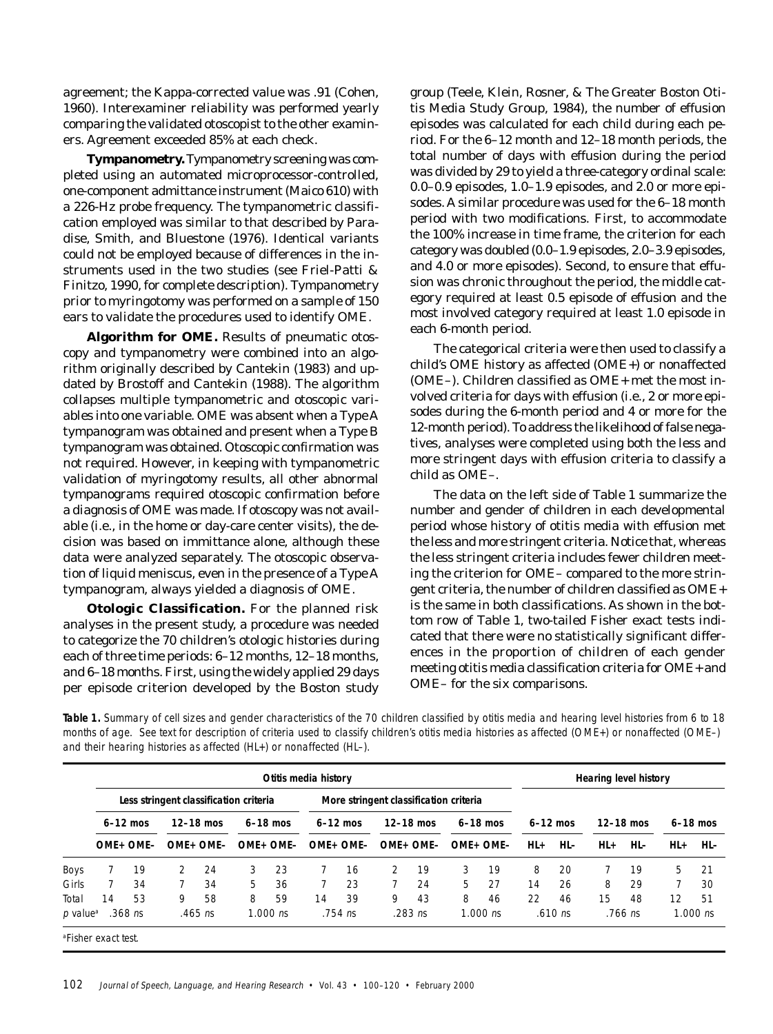agreement; the Kappa-corrected value was .91 (Cohen, 1960). Interexaminer reliability was performed yearly comparing the validated otoscopist to the other examiners. Agreement exceeded 85% at each check.

**Tympanometry.** Tympanometry screening was completed using an automated microprocessor-controlled, one-component admittance instrument (Maico 610) with a 226-Hz probe frequency. The tympanometric classification employed was similar to that described by Paradise, Smith, and Bluestone (1976). Identical variants could not be employed because of differences in the instruments used in the two studies (see Friel-Patti & Finitzo, 1990, for complete description). Tympanometry prior to myringotomy was performed on a sample of 150 ears to validate the procedures used to identify OME.

**Algorithm for OME.** Results of pneumatic otoscopy and tympanometry were combined into an algorithm originally described by Cantekin (1983) and updated by Brostoff and Cantekin (1988). The algorithm collapses multiple tympanometric and otoscopic variables into one variable. OME was absent when a Type A tympanogram was obtained and present when a Type B tympanogram was obtained. Otoscopic confirmation was not required. However, in keeping with tympanometric validation of myringotomy results, all other abnormal tympanograms required otoscopic confirmation before a diagnosis of OME was made. If otoscopy was not available (i.e., in the home or day-care center visits), the decision was based on immittance alone, although these data were analyzed separately. The otoscopic observation of liquid meniscus, even in the presence of a Type A tympanogram, always yielded a diagnosis of OME.

**Otologic Classification.** For the planned risk analyses in the present study, a procedure was needed to categorize the 70 children's otologic histories during each of three time periods: 6–12 months, 12–18 months, and 6–18 months. First, using the widely applied 29 days per episode criterion developed by the Boston study group (Teele, Klein, Rosner, & The Greater Boston Otitis Media Study Group, 1984), the number of effusion episodes was calculated for each child during each period. For the 6–12 month and 12–18 month periods, the total number of days with effusion during the period was divided by 29 to yield a three-category ordinal scale: 0.0–0.9 episodes, 1.0–1.9 episodes, and 2.0 or more episodes. A similar procedure was used for the 6–18 month period with two modifications. First, to accommodate the 100% increase in time frame, the criterion for each category was doubled (0.0–1.9 episodes, 2.0–3.9 episodes, and 4.0 or more episodes). Second, to ensure that effusion was chronic throughout the period, the middle category required at least 0.5 episode of effusion and the most involved category required at least 1.0 episode in each 6-month period.

The categorical criteria were then used to classify a child's OME history as affected (OME+) or nonaffected (OME–). Children classified as OME+ met the most involved criteria for days with effusion (i.e., 2 or more episodes during the 6-month period and 4 or more for the 12-month period). To address the likelihood of false negatives, analyses were completed using both the less and more stringent days with effusion criteria to classify a child as OME–.

The data on the left side of Table 1 summarize the number and gender of children in each developmental period whose history of otitis media with effusion met the less and more stringent criteria. Notice that, whereas the less stringent criteria includes fewer children meeting the criterion for OME– compared to the more stringent criteria, the number of children classified as OME+ is the same in both classifications. As shown in the bottom row of Table 1, two-tailed Fisher exact tests indicated that there were no statistically significant differences in the proportion of children of each gender meeting otitis media classification criteria for OME+ and OME– for the six comparisons.

**Table 1.** *Summary of cell sizes and gender characteristics of the 70 children classified by otitis media and hearing level histories from 6 to 18 months of age. See text for description of criteria used to classify children's otitis media histories as affected (OME+) or nonaffected (OME–) and their hearing histories as affected (HL+) or nonaffected (HL–).*

| | Otitis media history | | | | | | | | | | | | Hearing level history | | | | | |
|---|---|---|---|---|---|---|---|---|---|---|---|---|---|---|---|---|---|---|
| | Less stringent classification criteria | | | | | | More stringent classification criteria | | | | | | | | | | | |
| | 6–12 mos | | 12–18 mos | | 6–18 mos | | 6–12 mos | | 12–18 mos | | 6–18 mos | | 6–12 mos | | 12–18 mos | | 6–18 mos | |
| | OME+ | OME- | OME+ | OME- | OME+ | OME- | OME+ | OME- | OME+ | OME- | OME+ | OME- | HL+ | HL- | HL+ | HL- | HL+ | HL- |
| Boys | 7 | 19 | 2 | 24 | 3 | 23 | 7 | 16 | 2 | 19 | 3 | 19 | 8 | 20 | 7 | 19 | 5 | 21 |
| Girls | 7 | 34 | 7 | 34 | 5 | 36 | 7 | 23 | 7 | 24 | 5 | 27 | 14 | 26 | 8 | 29 | 7 | 30 |
| Total | 14 | 53 | 9 | 58 | 8 | 59 | 14 | 39 | 9 | 43 | 8 | 46 | 22 | 46 | 15 | 48 | 12 | 51 |
| *p* value[a] | .368 *ns* | | .465 *ns* | | 1.000 *ns* | | .754 *ns* | | .283 *ns* | | 1.000 *ns* | | .610 *ns* | | .766 *ns* | | 1.000 *ns* | |

[a]Fisher exact test.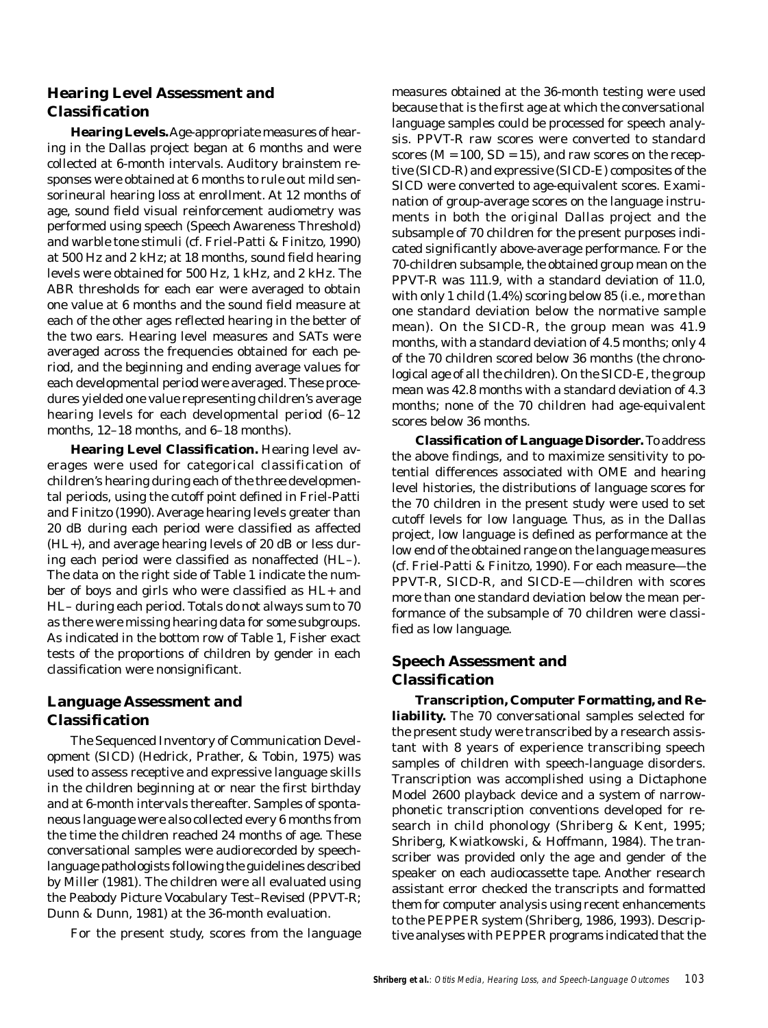## Hearing Level Assessment and Classification

**Hearing Levels.** Age-appropriate measures of hearing in the Dallas project began at 6 months and were collected at 6-month intervals. Auditory brainstem responses were obtained at 6 months to rule out mild sensorineural hearing loss at enrollment. At 12 months of age, sound field visual reinforcement audiometry was performed using speech (Speech Awareness Threshold) and warble tone stimuli (cf. Friel-Patti & Finitzo, 1990) at 500 Hz and 2 kHz; at 18 months, sound field hearing levels were obtained for 500 Hz, 1 kHz, and 2 kHz. The ABR thresholds for each ear were averaged to obtain one value at 6 months and the sound field measure at each of the other ages reflected hearing in the better of the two ears. Hearing level measures and SATs were averaged across the frequencies obtained for each period, and the beginning and ending average values for each developmental period were averaged. These procedures yielded one value representing children's average hearing levels for each developmental period (6–12 months, 12–18 months, and 6–18 months).

**Hearing Level Classification.** Hearing level averages were used for categorical classification of children's hearing during each of the three developmental periods, using the cutoff point defined in Friel-Patti and Finitzo (1990). Average hearing levels greater than 20 dB during each period were classified as affected (HL+), and average hearing levels of 20 dB or less during each period were classified as nonaffected (HL–). The data on the right side of Table 1 indicate the number of boys and girls who were classified as HL+ and HL– during each period. Totals do not always sum to 70 as there were missing hearing data for some subgroups. As indicated in the bottom row of Table 1, Fisher exact tests of the proportions of children by gender in each classification were nonsignificant.

## Language Assessment and Classification

The Sequenced Inventory of Communication Development (SICD) (Hedrick, Prather, & Tobin, 1975) was used to assess receptive and expressive language skills in the children beginning at or near the first birthday and at 6-month intervals thereafter. Samples of spontaneous language were also collected every 6 months from the time the children reached 24 months of age. These conversational samples were audiorecorded by speech-language pathologists following the guidelines described by Miller (1981). The children were all evaluated using the Peabody Picture Vocabulary Test–Revised (PPVT-R; Dunn & Dunn, 1981) at the 36-month evaluation.

For the present study, scores from the language measures obtained at the 36-month testing were used because that is the first age at which the conversational language samples could be processed for speech analysis. PPVT-R raw scores were converted to standard scores ($M = 100$, $SD = 15$), and raw scores on the receptive (SICD-R) and expressive (SICD-E) composites of the SICD were converted to age-equivalent scores. Examination of group-average scores on the language instruments in both the original Dallas project and the subsample of 70 children for the present purposes indicated significantly above-average performance. For the 70-children subsample, the obtained group mean on the PPVT-R was 111.9, with a standard deviation of 11.0, with only 1 child (1.4%) scoring below 85 (i.e., more than one standard deviation below the normative sample mean). On the SICD-R, the group mean was 41.9 months, with a standard deviation of 4.5 months; only 4 of the 70 children scored below 36 months (the chronological age of all the children). On the SICD-E, the group mean was 42.8 months with a standard deviation of 4.3 months; none of the 70 children had age-equivalent scores below 36 months.

**Classification of Language Disorder.** To address the above findings, and to maximize sensitivity to potential differences associated with OME and hearing level histories, the distributions of language scores for the 70 children in the present study were used to set cutoff levels for low language. Thus, as in the Dallas project, low language is defined as performance at the low end of the obtained range on the language measures (cf. Friel-Patti & Finitzo, 1990). For each measure—the PPVT-R, SICD-R, and SICD-E—children with scores more than one standard deviation below the mean performance of the subsample of 70 children were classified as low language.

## Speech Assessment and Classification

**Transcription, Computer Formatting, and Reliability.** The 70 conversational samples selected for the present study were transcribed by a research assistant with 8 years of experience transcribing speech samples of children with speech-language disorders. Transcription was accomplished using a Dictaphone Model 2600 playback device and a system of narrow-phonetic transcription conventions developed for research in child phonology (Shriberg & Kent, 1995; Shriberg, Kwiatkowski, & Hoffmann, 1984). The transcriber was provided only the age and gender of the speaker on each audiocassette tape. Another research assistant error checked the transcripts and formatted them for computer analysis using recent enhancements to the PEPPER system (Shriberg, 1986, 1993). Descriptive analyses with PEPPER programs indicated that the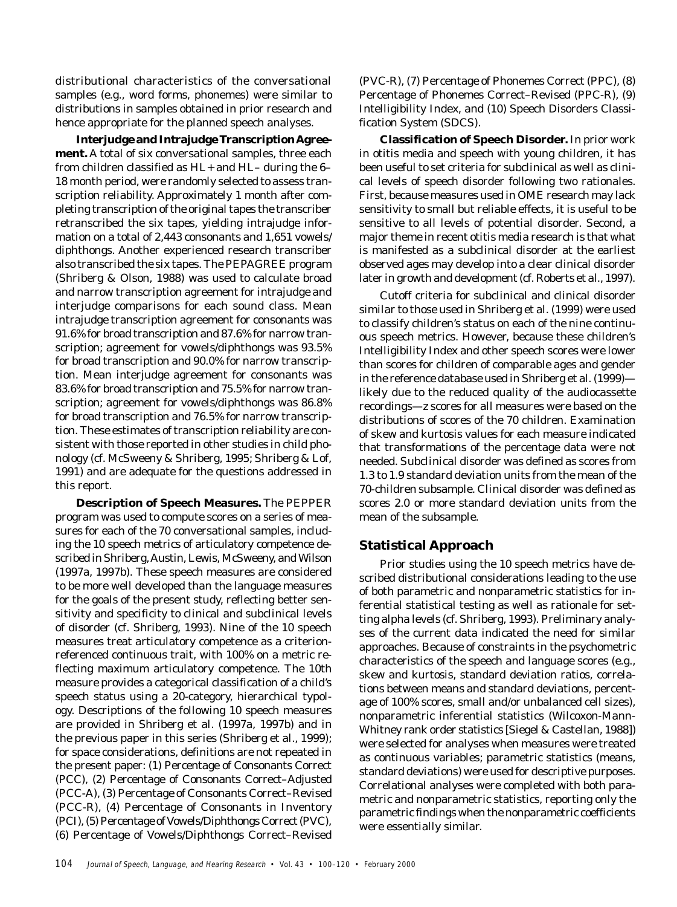distributional characteristics of the conversational samples (e.g., word forms, phonemes) were similar to distributions in samples obtained in prior research and hence appropriate for the planned speech analyses.

**Interjudge and Intrajudge Transcription Agreement.** A total of six conversational samples, three each from children classified as HL+ and HL– during the 6–18 month period, were randomly selected to assess transcription reliability. Approximately 1 month after completing transcription of the original tapes the transcriber retranscribed the six tapes, yielding intrajudge information on a total of 2,443 consonants and 1,651 vowels/diphthongs. Another experienced research transcriber also transcribed the six tapes. The PEPAGREE program (Shriberg & Olson, 1988) was used to calculate broad and narrow transcription agreement for intrajudge and interjudge comparisons for each sound class. Mean intrajudge transcription agreement for consonants was 91.6% for broad transcription and 87.6% for narrow transcription; agreement for vowels/diphthongs was 93.5% for broad transcription and 90.0% for narrow transcription. Mean interjudge agreement for consonants was 83.6% for broad transcription and 75.5% for narrow transcription; agreement for vowels/diphthongs was 86.8% for broad transcription and 76.5% for narrow transcription. These estimates of transcription reliability are consistent with those reported in other studies in child phonology (cf. McSweeny & Shriberg, 1995; Shriberg & Lof, 1991) and are adequate for the questions addressed in this report.

**Description of Speech Measures.** The PEPPER program was used to compute scores on a series of measures for each of the 70 conversational samples, including the 10 speech metrics of articulatory competence described in Shriberg, Austin, Lewis, McSweeny, and Wilson (1997a, 1997b). These speech measures are considered to be more well developed than the language measures for the goals of the present study, reflecting better sensitivity and specificity to clinical and subclinical levels of disorder (cf. Shriberg, 1993). Nine of the 10 speech measures treat articulatory competence as a criterion-referenced continuous trait, with 100% on a metric reflecting maximum articulatory competence. The 10th measure provides a categorical classification of a child's speech status using a 20-category, hierarchical typology. Descriptions of the following 10 speech measures are provided in Shriberg et al. (1997a, 1997b) and in the previous paper in this series (Shriberg et al., 1999); for space considerations, definitions are not repeated in the present paper: (1) Percentage of Consonants Correct (PCC), (2) Percentage of Consonants Correct–Adjusted (PCC-A), (3) Percentage of Consonants Correct–Revised (PCC-R), (4) Percentage of Consonants in Inventory (PCI), (5) Percentage of Vowels/Diphthongs Correct (PVC), (6) Percentage of Vowels/Diphthongs Correct–Revised (PVC-R), (7) Percentage of Phonemes Correct (PPC), (8) Percentage of Phonemes Correct–Revised (PPC-R), (9) Intelligibility Index, and (10) Speech Disorders Classification System (SDCS).

**Classification of Speech Disorder.** In prior work in otitis media and speech with young children, it has been useful to set criteria for subclinical as well as clinical levels of speech disorder following two rationales. First, because measures used in OME research may lack sensitivity to small but reliable effects, it is useful to be sensitive to all levels of potential disorder. Second, a major theme in recent otitis media research is that what is manifested as a subclinical disorder at the earliest observed ages may develop into a clear clinical disorder later in growth and development (cf. Roberts et al., 1997).

Cutoff criteria for subclinical and clinical disorder similar to those used in Shriberg et al. (1999) were used to classify children's status on each of the nine continuous speech metrics. However, because these children's Intelligibility Index and other speech scores were lower than scores for children of comparable ages and gender in the reference database used in Shriberg et al. (1999)—likely due to the reduced quality of the audiocassette recordings—*z* scores for all measures were based on the distributions of scores of the 70 children. Examination of skew and kurtosis values for each measure indicated that transformations of the percentage data were not needed. Subclinical disorder was defined as scores from 1.3 to 1.9 standard deviation units from the mean of the 70-children subsample. Clinical disorder was defined as scores 2.0 or more standard deviation units from the mean of the subsample.

## Statistical Approach

Prior studies using the 10 speech metrics have described distributional considerations leading to the use of both parametric and nonparametric statistics for inferential statistical testing as well as rationale for setting alpha levels (cf. Shriberg, 1993). Preliminary analyses of the current data indicated the need for similar approaches. Because of constraints in the psychometric characteristics of the speech and language scores (e.g., skew and kurtosis, standard deviation ratios, correlations between means and standard deviations, percentage of 100% scores, small and/or unbalanced cell sizes), nonparametric inferential statistics (Wilcoxon-Mann-Whitney rank order statistics [Siegel & Castellan, 1988]) were selected for analyses when measures were treated as continuous variables; parametric statistics (means, standard deviations) were used for descriptive purposes. Correlational analyses were completed with both parametric and nonparametric statistics, reporting only the parametric findings when the nonparametric coefficients were essentially similar.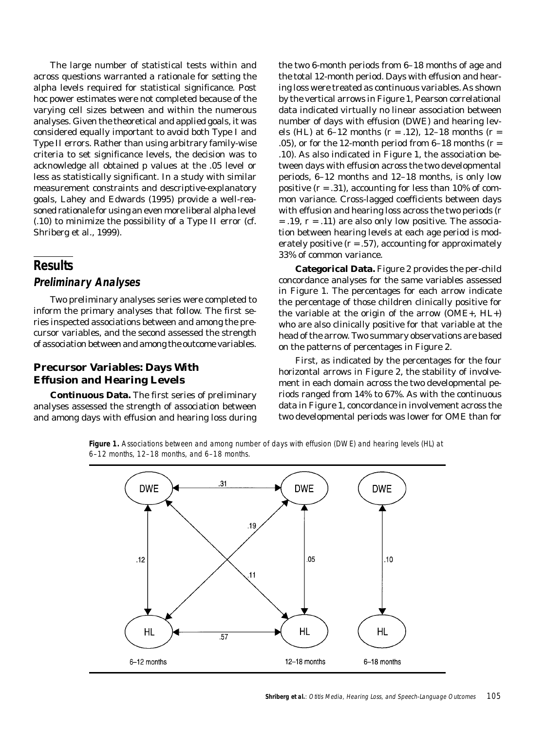The large number of statistical tests within and across questions warranted a rationale for setting the alpha levels required for statistical significance. Post hoc power estimates were not completed because of the varying cell sizes between and within the numerous analyses. Given the theoretical and applied goals, it was considered equally important to avoid both Type I and Type II errors. Rather than using arbitrary family-wise criteria to set significance levels, the decision was to acknowledge all obtained p values at the .05 level or less as statistically significant. In a study with similar measurement constraints and descriptive-explanatory goals, Lahey and Edwards (1995) provide a well-reasoned rationale for using an even more liberal alpha level (.10) to minimize the possibility of a Type II error (cf. Shriberg et al., 1999).

# Results

## Preliminary Analyses

Two preliminary analyses series were completed to inform the primary analyses that follow. The first series inspected associations between and among the precursor variables, and the second assessed the strength of association between and among the outcome variables.

### Precursor Variables: Days With Effusion and Hearing Levels

**Continuous Data.** The first series of preliminary analyses assessed the strength of association between and among days with effusion and hearing loss during the two 6-month periods from 6–18 months of age and the total 12-month period. Days with effusion and hearing loss were treated as continuous variables. As shown by the vertical arrows in Figure 1, Pearson correlational data indicated virtually no linear association between number of days with effusion (DWE) and hearing levels (HL) at 6–12 months ($r = .12$), 12–18 months ($r = .05$), or for the 12-month period from 6–18 months ($r = .10$). As also indicated in Figure 1, the association between days with effusion across the two developmental periods, 6–12 months and 12–18 months, is only low positive ($r = .31$), accounting for less than 10% of common variance. Cross-lagged coefficients between days with effusion and hearing loss across the two periods ($r = .19$, $r = .11$) are also only low positive. The association between hearing levels at each age period is moderately positive ($r = .57$), accounting for approximately 33% of common variance.

**Categorical Data.** Figure 2 provides the per-child concordance analyses for the same variables assessed in Figure 1. The percentages for each arrow indicate the percentage of those children clinically positive for the variable at the origin of the arrow (OME+, HL+) who are also clinically positive for that variable at the head of the arrow. Two summary observations are based on the patterns of percentages in Figure 2.

First, as indicated by the percentages for the four horizontal arrows in Figure 2, the stability of involvement in each domain across the two developmental periods ranged from 14% to 67%. As with the continuous data in Figure 1, concordance in involvement across the two developmental periods was lower for OME than for

**Figure 1.** *Associations between and among number of days with effusion (DWE) and hearing levels (HL) at 6–12 months, 12–18 months, and 6–18 months.*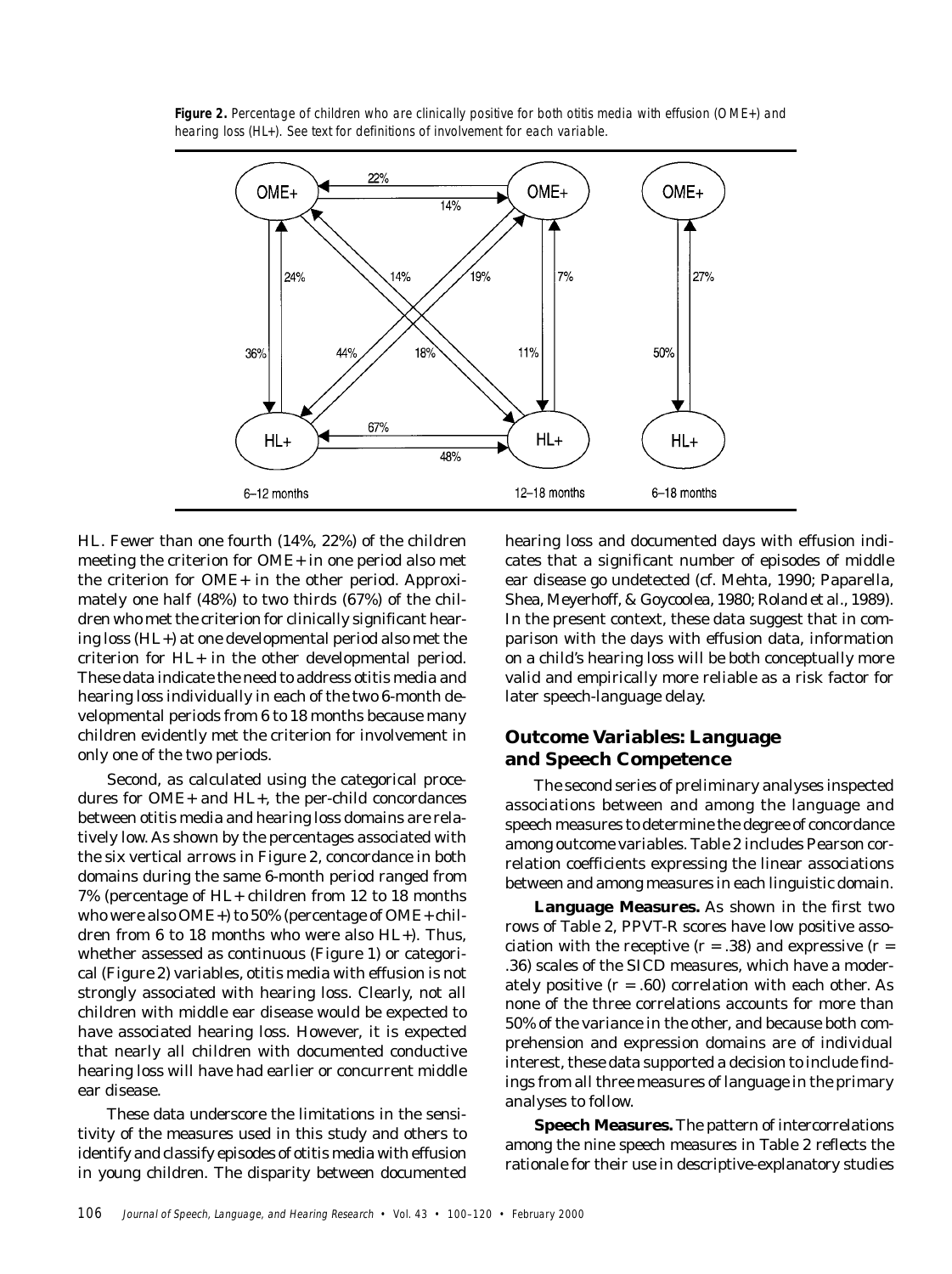**Figure 2.** *Percentage of children who are clinically positive for both otitis media with effusion (OME+) and hearing loss (HL+). See text for definitions of involvement for each variable.*

HL. Fewer than one fourth (14%, 22%) of the children meeting the criterion for OME+ in one period also met the criterion for OME+ in the other period. Approximately one half (48%) to two thirds (67%) of the children who met the criterion for clinically significant hearing loss (HL+) at one developmental period also met the criterion for HL+ in the other developmental period. These data indicate the need to address otitis media and hearing loss individually in each of the two 6-month developmental periods from 6 to 18 months because many children evidently met the criterion for involvement in only one of the two periods.

Second, as calculated using the categorical procedures for OME+ and HL+, the per-child concordances between otitis media and hearing loss domains are relatively low. As shown by the percentages associated with the six vertical arrows in Figure 2, concordance in both domains during the same 6-month period ranged from 7% (percentage of HL+ children from 12 to 18 months who were also OME+) to 50% (percentage of OME+ children from 6 to 18 months who were also HL+). Thus, whether assessed as continuous (Figure 1) or categorical (Figure 2) variables, otitis media with effusion is not strongly associated with hearing loss. Clearly, not all children with middle ear disease would be expected to have associated hearing loss. However, it is expected that nearly all children with documented conductive hearing loss will have had earlier or concurrent middle ear disease.

These data underscore the limitations in the sensitivity of the measures used in this study and others to identify and classify episodes of otitis media with effusion in young children. The disparity between documented hearing loss and documented days with effusion indicates that a significant number of episodes of middle ear disease go undetected (cf. Mehta, 1990; Paparella, Shea, Meyerhoff, & Goycoolea, 1980; Roland et al., 1989). In the present context, these data suggest that in comparison with the days with effusion data, information on a child's hearing loss will be both conceptually more valid and empirically more reliable as a risk factor for later speech-language delay.

## Outcome Variables: Language and Speech Competence

The second series of preliminary analyses inspected associations between and among the language and speech measures to determine the degree of concordance among outcome variables. Table 2 includes Pearson correlation coefficients expressing the linear associations between and among measures in each linguistic domain.

**Language Measures.** As shown in the first two rows of Table 2, PPVT-R scores have low positive association with the receptive ($r = .38$) and expressive ($r = .36$) scales of the SICD measures, which have a moderately positive ($r = .60$) correlation with each other. As none of the three correlations accounts for more than 50% of the variance in the other, and because both comprehension and expression domains are of individual interest, these data supported a decision to include findings from all three measures of language in the primary analyses to follow.

**Speech Measures.** The pattern of intercorrelations among the nine speech measures in Table 2 reflects the rationale for their use in descriptive-explanatory studies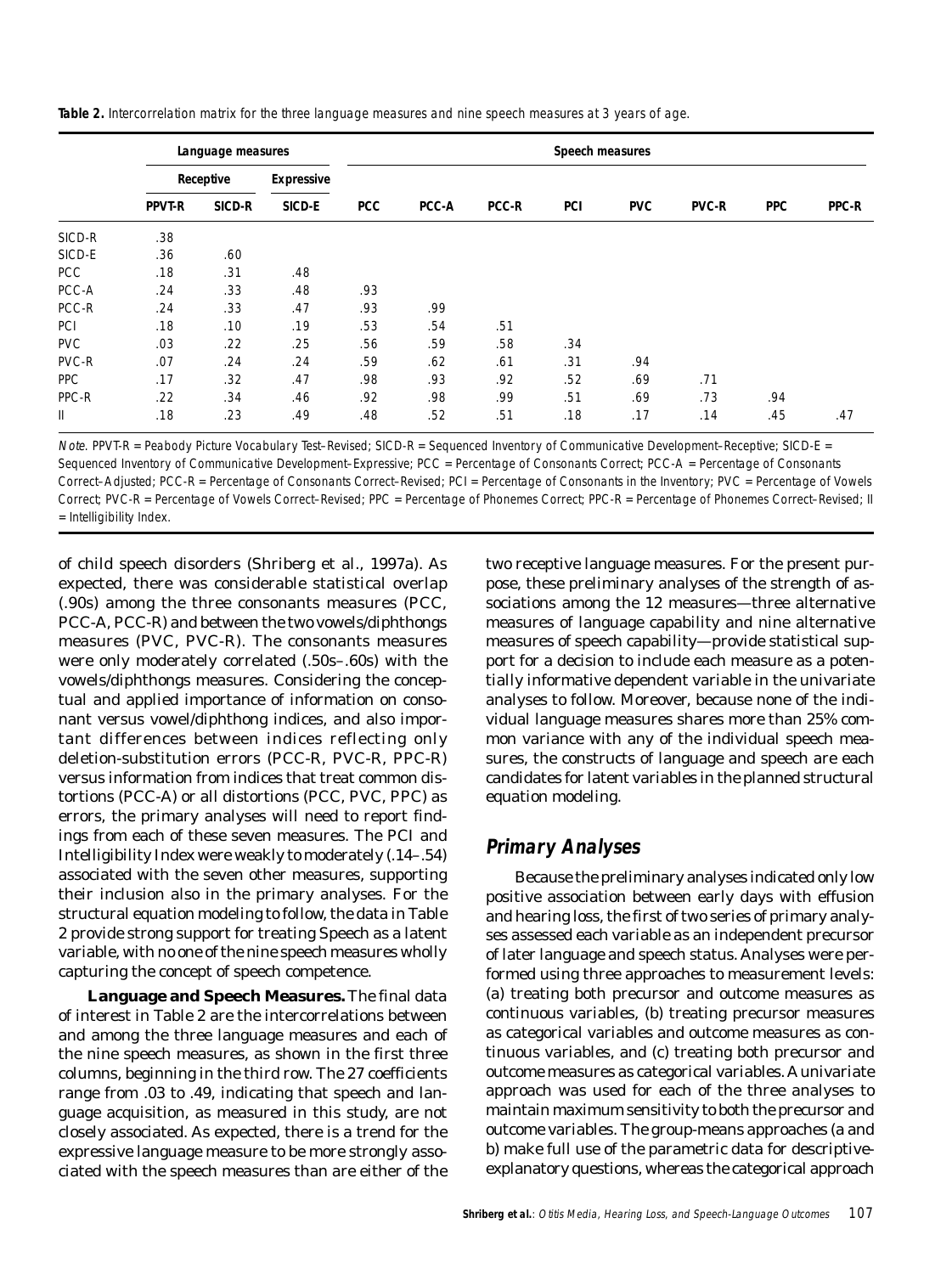**Table 2.** *Intercorrelation matrix for the three language measures and nine speech measures at 3 years of age.*

| | Language measures | | | Speech measures | | | | | | | | |
|---|---|---|---|---|---|---|---|---|---|---|---|---|
| | Receptive | | Expressive | | | | | | | | | |
| | PPVT-R | SICD-R | SICD-E | PCC | PCC-A | PCC-R | PCI | PVC | PVC-R | PPC | PPC-R |
| SICD-R | .38 | | | | | | | | | | |
| SICD-E | .36 | .60 | | | | | | | | | |
| PCC | .18 | .31 | .48 | | | | | | | | |
| PCC-A | .24 | .33 | .48 | .93 | | | | | | | |
| PCC-R | .24 | .33 | .47 | .93 | .99 | | | | | | |
| PCI | .18 | .10 | .19 | .53 | .54 | .51 | | | | | |
| PVC | .03 | .22 | .25 | .56 | .59 | .58 | .34 | | | | |
| PVC-R | .07 | .24 | .24 | .59 | .62 | .61 | .31 | .94 | | | |
| PPC | .17 | .32 | .47 | .98 | .93 | .92 | .52 | .69 | .71 | | |
| PPC-R | .22 | .34 | .46 | .92 | .98 | .99 | .51 | .69 | .73 | .94 | |
| II | .18 | .23 | .49 | .48 | .52 | .51 | .18 | .17 | .14 | .45 | .47 |

*Note.* PPVT-R = Peabody Picture Vocabulary Test–Revised; SICD-R = Sequenced Inventory of Communicative Development–Receptive; SICD-E = Sequenced Inventory of Communicative Development–Expressive; PCC = Percentage of Consonants Correct; PCC-A = Percentage of Consonants Correct–Adjusted; PCC-R = Percentage of Consonants Correct–Revised; PCI = Percentage of Consonants in the Inventory; PVC = Percentage of Vowels Correct; PVC-R = Percentage of Vowels Correct–Revised; PPC = Percentage of Phonemes Correct; PPC-R = Percentage of Phonemes Correct–Revised; II = Intelligibility Index.

of child speech disorders (Shriberg et al., 1997a). As expected, there was considerable statistical overlap (.90s) among the three consonants measures (PCC, PCC-A, PCC-R) and between the two vowels/diphthongs measures (PVC, PVC-R). The consonants measures were only moderately correlated (.50s–.60s) with the vowels/diphthongs measures. Considering the conceptual and applied importance of information on consonant versus vowel/diphthong indices, and also important differences between indices reflecting only deletion-substitution errors (PCC-R, PVC-R, PPC-R) versus information from indices that treat common distortions (PCC-A) or all distortions (PCC, PVC, PPC) as errors, the primary analyses will need to report findings from each of these seven measures. The PCI and Intelligibility Index were weakly to moderately (.14–.54) associated with the seven other measures, supporting their inclusion also in the primary analyses. For the structural equation modeling to follow, the data in Table 2 provide strong support for treating Speech as a latent variable, with no one of the nine speech measures wholly capturing the concept of speech competence.

**Language and Speech Measures.** The final data of interest in Table 2 are the intercorrelations between and among the three language measures and each of the nine speech measures, as shown in the first three columns, beginning in the third row. The 27 coefficients range from .03 to .49, indicating that speech and language acquisition, as measured in this study, are not closely associated. As expected, there is a trend for the expressive language measure to be more strongly associated with the speech measures than are either of the two receptive language measures. For the present purpose, these preliminary analyses of the strength of associations among the 12 measures—three alternative measures of language capability and nine alternative measures of speech capability—provide statistical support for a decision to include each measure as a potentially informative dependent variable in the univariate analyses to follow. Moreover, because none of the individual language measures shares more than 25% common variance with any of the individual speech measures, the constructs of language and speech are each candidates for latent variables in the planned structural equation modeling.

## Primary Analyses

Because the preliminary analyses indicated only low positive association between early days with effusion and hearing loss, the first of two series of primary analyses assessed each variable as an independent precursor of later language and speech status. Analyses were performed using three approaches to measurement levels: (a) treating both precursor and outcome measures as continuous variables, (b) treating precursor measures as categorical variables and outcome measures as continuous variables, and (c) treating both precursor and outcome measures as categorical variables. A univariate approach was used for each of the three analyses to maintain maximum sensitivity to both the precursor and outcome variables. The group-means approaches (a and b) make full use of the parametric data for descriptive-explanatory questions, whereas the categorical approach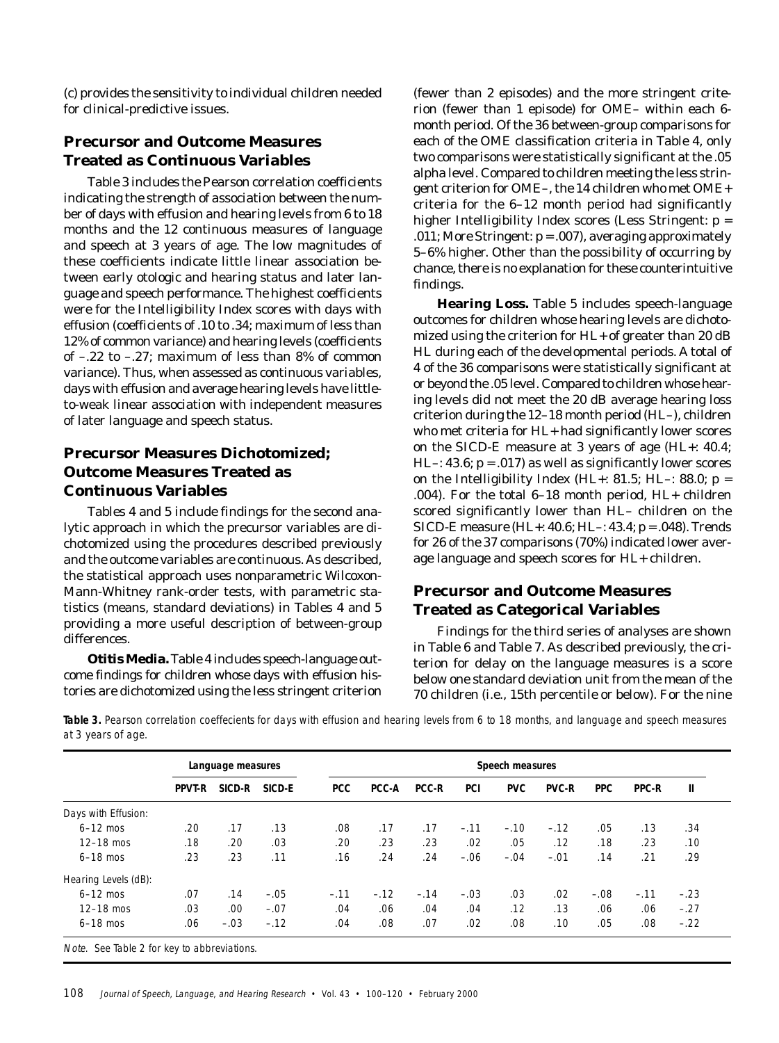(c) provides the sensitivity to individual children needed for clinical-predictive issues.

## Precursor and Outcome Measures Treated as Continuous Variables

Table 3 includes the Pearson correlation coefficients indicating the strength of association between the number of days with effusion and hearing levels from 6 to 18 months and the 12 continuous measures of language and speech at 3 years of age. The low magnitudes of these coefficients indicate little linear association between early otologic and hearing status and later language and speech performance. The highest coefficients were for the Intelligibility Index scores with days with effusion (coefficients of .10 to .34; maximum of less than 12% of common variance) and hearing levels (coefficients of –.22 to –.27; maximum of less than 8% of common variance). Thus, when assessed as continuous variables, days with effusion and average hearing levels have little-to-weak linear association with independent measures of later language and speech status.

## Precursor Measures Dichotomized; Outcome Measures Treated as Continuous Variables

Tables 4 and 5 include findings for the second analytic approach in which the precursor variables are dichotomized using the procedures described previously and the outcome variables are continuous. As described, the statistical approach uses nonparametric Wilcoxon-Mann-Whitney rank-order tests, with parametric statistics (means, standard deviations) in Tables 4 and 5 providing a more useful description of between-group differences.

**Otitis Media.** Table 4 includes speech-language outcome findings for children whose days with effusion histories are dichotomized using the less stringent criterion (fewer than 2 episodes) and the more stringent criterion (fewer than 1 episode) for OME– within each 6-month period. Of the 36 between-group comparisons for each of the OME classification criteria in Table 4, only two comparisons were statistically significant at the .05 alpha level. Compared to children meeting the less stringent criterion for OME–, the 14 children who met OME+ criteria for the 6–12 month period had significantly higher Intelligibility Index scores (Less Stringent: $p = .011$; More Stringent: $p = .007$), averaging approximately 5–6% higher. Other than the possibility of occurring by chance, there is no explanation for these counterintuitive findings.

**Hearing Loss.** Table 5 includes speech-language outcomes for children whose hearing levels are dichotomized using the criterion for HL+ of greater than 20 dB HL during each of the developmental periods. A total of 4 of the 36 comparisons were statistically significant at or beyond the .05 level. Compared to children whose hearing levels did not meet the 20 dB average hearing loss criterion during the 12–18 month period (HL–), children who met criteria for HL+ had significantly lower scores on the SICD-E measure at 3 years of age (HL+: 40.4; HL–: 43.6; $p = .017$) as well as significantly lower scores on the Intelligibility Index (HL+: 81.5; HL–: 88.0; $p = .004$). For the total 6–18 month period, HL+ children scored significantly lower than HL– children on the SICD-E measure (HL+: 40.6; HL–: 43.4; $p = .048$). Trends for 26 of the 37 comparisons (70%) indicated lower average language and speech scores for HL+ children.

## Precursor and Outcome Measures Treated as Categorical Variables

Findings for the third series of analyses are shown in Table 6 and Table 7. As described previously, the criterion for delay on the language measures is a score below one standard deviation unit from the mean of the 70 children (i.e., 15th percentile or below). For the nine

**Table 3.** *Pearson correlation coeffecients for days with effusion and hearing levels from 6 to 18 months, and language and speech measures at 3 years of age.*

| | Language measures | | | Speech measures | | | | | | | | |
|---|---|---|---|---|---|---|---|---|---|---|---|---|
| | PPVT-R | SICD-R | SICD-E | PCC | PCC-A | PCC-R | PCI | PVC | PVC-R | PPC | PPC-R | II |
| *Days with Effusion:* | | | | | | | | | | | | |
| 6–12 mos | .20 | .17 | .13 | .08 | .17 | .17 | –.11 | –.10 | –.12 | .05 | .13 | .34 |
| 12–18 mos | .18 | .20 | .03 | .20 | .23 | .23 | .02 | .05 | .12 | .18 | .23 | .10 |
| 6–18 mos | .23 | .23 | .11 | .16 | .24 | .24 | –.06 | –.04 | –.01 | .14 | .21 | .29 |
| *Hearing Levels (dB):* | | | | | | | | | | | | |
| 6–12 mos | .07 | .14 | –.05 | –.11 | –.12 | –.14 | –.03 | .03 | .02 | –.08 | –.11 | –.23 |
| 12–18 mos | .03 | .00 | –.07 | .04 | .06 | .04 | .04 | .12 | .13 | .06 | .06 | –.27 |
| 6–18 mos | .06 | –.03 | –.12 | .04 | .08 | .07 | .02 | .08 | .10 | .05 | .08 | –.22 |

*Note.* See Table 2 for key to abbreviations.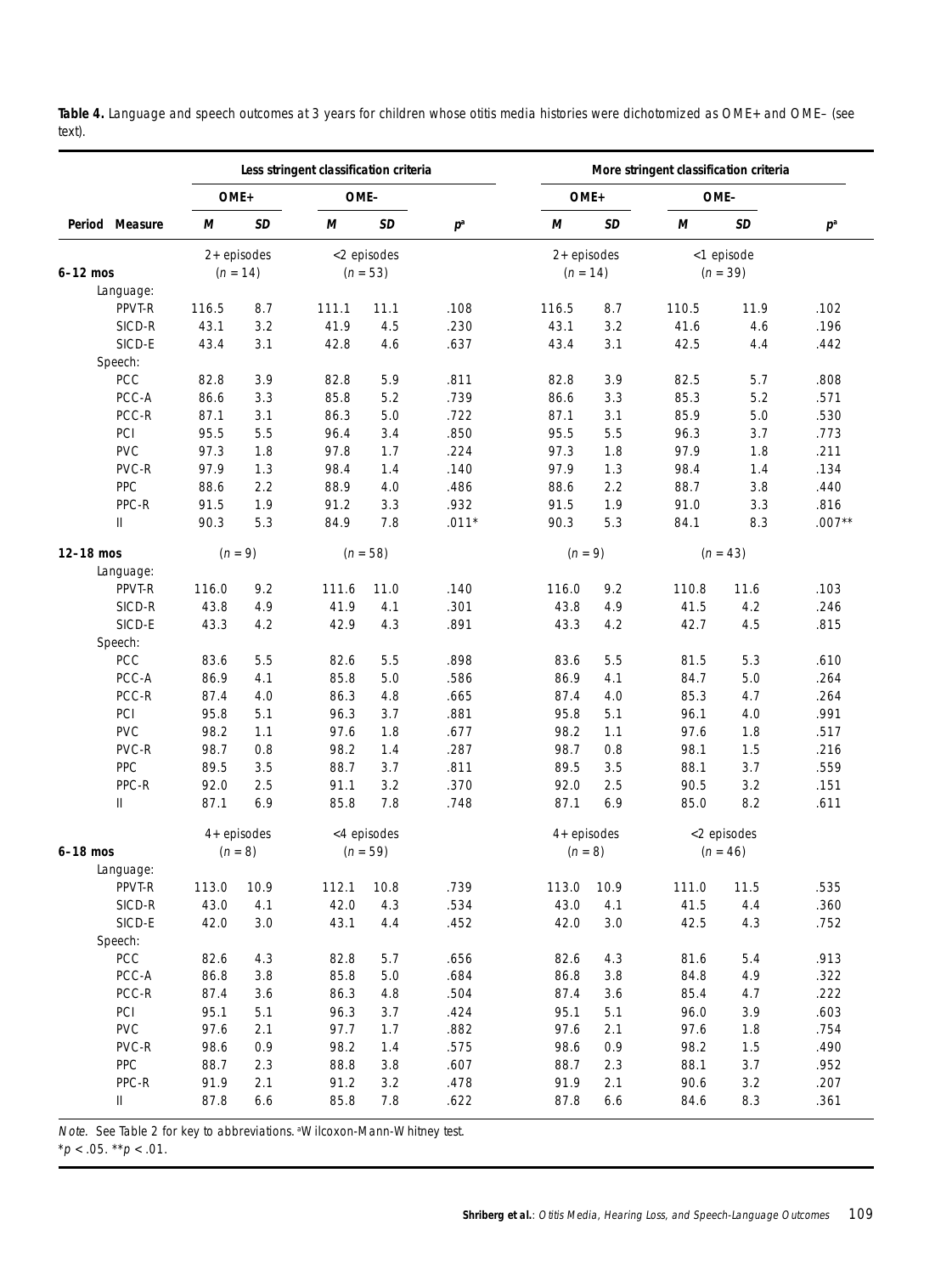**Table 4.** *Language and speech outcomes at 3 years for children whose otitis media histories were dichotomized as OME+ and OME– (see text).*

| | | Less stringent classification criteria | | | | | More stringent classification criteria | | | | |
|---|---|---|---|---|---|---|---|---|---|---|---|
| | | OME+ | | OME- | | | OME+ | | OME- | | |
| Period | Measure | *M* | *SD* | *M* | *SD* | $p^a$ | *M* | *SD* | *M* | *SD* | $p^a$ |
| | | 2+ episodes | | <2 episodes | | | 2+ episodes | | <1 episode | | |
| **6–12 mos** | | (*n* = 14) | | (*n* = 53) | | | (*n* = 14) | | (*n* = 39) | | |
| | Language: | | | | | | | | | | |
| | PPVT-R | 116.5 | 8.7 | 111.1 | 11.1 | .108 | 116.5 | 8.7 | 110.5 | 11.9 | .102 |
| | SICD-R | 43.1 | 3.2 | 41.9 | 4.5 | .230 | 43.1 | 3.2 | 41.6 | 4.6 | .196 |
| | SICD-E | 43.4 | 3.1 | 42.8 | 4.6 | .637 | 43.4 | 3.1 | 42.5 | 4.4 | .442 |
| | Speech: | | | | | | | | | | |
| | PCC | 82.8 | 3.9 | 82.8 | 5.9 | .811 | 82.8 | 3.9 | 82.5 | 5.7 | .808 |
| | PCC-A | 86.6 | 3.3 | 85.8 | 5.2 | .739 | 86.6 | 3.3 | 85.3 | 5.2 | .571 |
| | PCC-R | 87.1 | 3.1 | 86.3 | 5.0 | .722 | 87.1 | 3.1 | 85.9 | 5.0 | .530 |
| | PCI | 95.5 | 5.5 | 96.4 | 3.4 | .850 | 95.5 | 5.5 | 96.3 | 3.7 | .773 |
| | PVC | 97.3 | 1.8 | 97.8 | 1.7 | .224 | 97.3 | 1.8 | 97.9 | 1.8 | .211 |
| | PVC-R | 97.9 | 1.3 | 98.4 | 1.4 | .140 | 97.9 | 1.3 | 98.4 | 1.4 | .134 |
| | PPC | 88.6 | 2.2 | 88.9 | 4.0 | .486 | 88.6 | 2.2 | 88.7 | 3.8 | .440 |
| | PPC-R | 91.5 | 1.9 | 91.2 | 3.3 | .932 | 91.5 | 1.9 | 91.0 | 3.3 | .816 |
| | II | 90.3 | 5.3 | 84.9 | 7.8 | .011* | 90.3 | 5.3 | 84.1 | 8.3 | .007** |
| **12–18 mos** | | (*n* = 9) | | (*n* = 58) | | | (*n* = 9) | | (*n* = 43) | | |
| | Language: | | | | | | | | | | |
| | PPVT-R | 116.0 | 9.2 | 111.6 | 11.0 | .140 | 116.0 | 9.2 | 110.8 | 11.6 | .103 |
| | SICD-R | 43.8 | 4.9 | 41.9 | 4.1 | .301 | 43.8 | 4.9 | 41.5 | 4.2 | .246 |
| | SICD-E | 43.3 | 4.2 | 42.9 | 4.3 | .891 | 43.3 | 4.2 | 42.7 | 4.5 | .815 |
| | Speech: | | | | | | | | | | |
| | PCC | 83.6 | 5.5 | 82.6 | 5.5 | .898 | 83.6 | 5.5 | 81.5 | 5.3 | .610 |
| | PCC-A | 86.9 | 4.1 | 85.8 | 5.0 | .586 | 86.9 | 4.1 | 84.7 | 5.0 | .264 |
| | PCC-R | 87.4 | 4.0 | 86.3 | 4.8 | .665 | 87.4 | 4.0 | 85.3 | 4.7 | .264 |
| | PCI | 95.8 | 5.1 | 96.3 | 3.7 | .881 | 95.8 | 5.1 | 96.1 | 4.0 | .991 |
| | PVC | 98.2 | 1.1 | 97.6 | 1.8 | .677 | 98.2 | 1.1 | 97.6 | 1.8 | .517 |
| | PVC-R | 98.7 | 0.8 | 98.2 | 1.4 | .287 | 98.7 | 0.8 | 98.1 | 1.5 | .216 |
| | PPC | 89.5 | 3.5 | 88.7 | 3.7 | .811 | 89.5 | 3.5 | 88.1 | 3.7 | .559 |
| | PPC-R | 92.0 | 2.5 | 91.1 | 3.2 | .370 | 92.0 | 2.5 | 90.5 | 3.2 | .151 |
| | II | 87.1 | 6.9 | 85.8 | 7.8 | .748 | 87.1 | 6.9 | 85.0 | 8.2 | .611 |
| | | 4+ episodes | | <4 episodes | | | 4+ episodes | | <2 episodes | | |
| **6–18 mos** | | (*n* = 8) | | (*n* = 59) | | | (*n* = 8) | | (*n* = 46) | | |
| | Language: | | | | | | | | | | |
| | PPVT-R | 113.0 | 10.9 | 112.1 | 10.8 | .739 | 113.0 | 10.9 | 111.0 | 11.5 | .535 |
| | SICD-R | 43.0 | 4.1 | 42.0 | 4.3 | .534 | 43.0 | 4.1 | 41.5 | 4.4 | .360 |
| | SICD-E | 42.0 | 3.0 | 43.1 | 4.4 | .452 | 42.0 | 3.0 | 42.5 | 4.3 | .752 |
| | Speech: | | | | | | | | | | |
| | PCC | 82.6 | 4.3 | 82.8 | 5.7 | .656 | 82.6 | 4.3 | 81.6 | 5.4 | .913 |
| | PCC-A | 86.8 | 3.8 | 85.8 | 5.0 | .684 | 86.8 | 3.8 | 84.8 | 4.9 | .322 |
| | PCC-R | 87.4 | 3.6 | 86.3 | 4.8 | .504 | 87.4 | 3.6 | 85.4 | 4.7 | .222 |
| | PCI | 95.1 | 5.1 | 96.3 | 3.7 | .424 | 95.1 | 5.1 | 96.0 | 3.9 | .603 |
| | PVC | 97.6 | 2.1 | 97.7 | 1.7 | .882 | 97.6 | 2.1 | 97.6 | 1.8 | .754 |
| | PVC-R | 98.6 | 0.9 | 98.2 | 1.4 | .575 | 98.6 | 0.9 | 98.2 | 1.5 | .490 |
| | PPC | 88.7 | 2.3 | 88.8 | 3.8 | .607 | 88.7 | 2.3 | 88.1 | 3.7 | .952 |
| | PPC-R | 91.9 | 2.1 | 91.2 | 3.2 | .478 | 91.9 | 2.1 | 90.6 | 3.2 | .207 |
| | II | 87.8 | 6.6 | 85.8 | 7.8 | .622 | 87.8 | 6.6 | 84.6 | 8.3 | .361 |

*Note.* See Table 2 for key to abbreviations. [a]Wilcoxon-Mann-Whitney test.
$*p < .05$. $**p < .01$.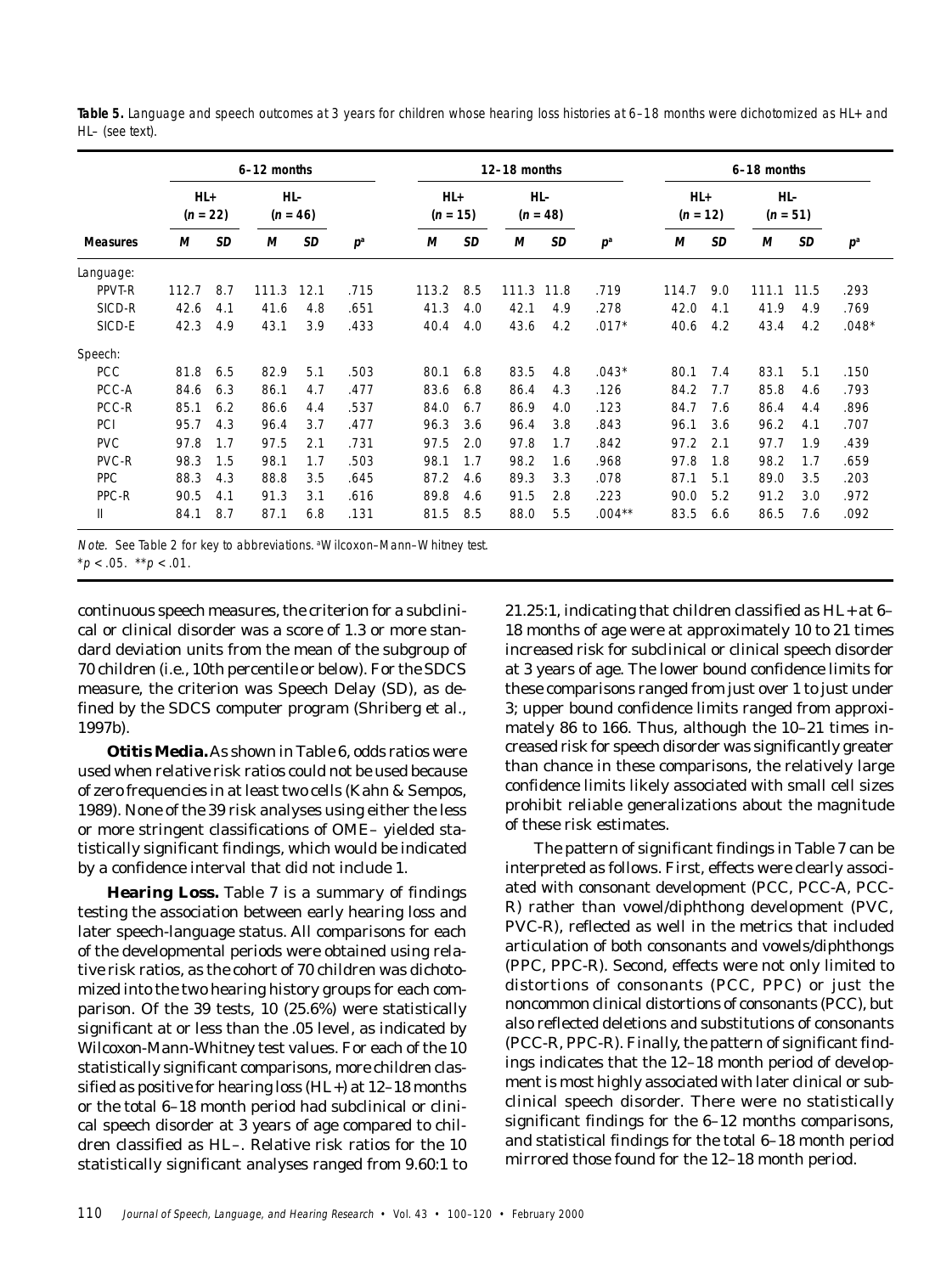**Table 5.** *Language and speech outcomes at 3 years for children whose hearing loss histories at 6–18 months were dichotomized as HL+ and HL– (see text).*

| | 6–12 months | | | | | 12–18 months | | | | | 6–18 months | | | | |
|---|---|---|---|---|---|---|---|---|---|---|---|---|---|---|---|
| | HL+ (*n* = 22) | | HL- (*n* = 46) | | | HL+ (*n* = 15) | | HL- (*n* = 48) | | | HL+ (*n* = 12) | | HL- (*n* = 51) | | |
| **Measures** | ***M*** | ***SD*** | ***M*** | ***SD*** | ***p***[a] | ***M*** | ***SD*** | ***M*** | ***SD*** | ***p***[a] | ***M*** | ***SD*** | ***M*** | ***SD*** | ***p***[a] |
| *Language:* | | | | | | | | | | | | | | | |
| PPVT-R | 112.7 | 8.7 | 111.3 | 12.1 | .715 | 113.2 | 8.5 | 111.3 | 11.8 | .719 | 114.7 | 9.0 | 111.1 | 11.5 | .293 |
| SICD-R | 42.6 | 4.1 | 41.6 | 4.8 | .651 | 41.3 | 4.0 | 42.1 | 4.9 | .278 | 42.0 | 4.1 | 41.9 | 4.9 | .769 |
| SICD-E | 42.3 | 4.9 | 43.1 | 3.9 | .433 | 40.4 | 4.0 | 43.6 | 4.2 | .017* | 40.6 | 4.2 | 43.4 | 4.2 | .048* |
| *Speech:* | | | | | | | | | | | | | | | |
| PCC | 81.8 | 6.5 | 82.9 | 5.1 | .503 | 80.1 | 6.8 | 83.5 | 4.8 | .043* | 80.1 | 7.4 | 83.1 | 5.1 | .150 |
| PCC-A | 84.6 | 6.3 | 86.1 | 4.7 | .477 | 83.6 | 6.8 | 86.4 | 4.3 | .126 | 84.2 | 7.7 | 85.8 | 4.6 | .793 |
| PCC-R | 85.1 | 6.2 | 86.6 | 4.4 | .537 | 84.0 | 6.7 | 86.9 | 4.0 | .123 | 84.7 | 7.6 | 86.4 | 4.4 | .896 |
| PCI | 95.7 | 4.3 | 96.4 | 3.7 | .477 | 96.3 | 3.6 | 96.4 | 3.8 | .843 | 96.1 | 3.6 | 96.2 | 4.1 | .707 |
| PVC | 97.8 | 1.7 | 97.5 | 2.1 | .731 | 97.5 | 2.0 | 97.8 | 1.7 | .842 | 97.2 | 2.1 | 97.7 | 1.9 | .439 |
| PVC-R | 98.3 | 1.5 | 98.1 | 1.7 | .503 | 98.1 | 1.7 | 98.2 | 1.6 | .968 | 97.8 | 1.8 | 98.2 | 1.7 | .659 |
| PPC | 88.3 | 4.3 | 88.8 | 3.5 | .645 | 87.2 | 4.6 | 89.3 | 3.3 | .078 | 87.1 | 5.1 | 89.0 | 3.5 | .203 |
| PPC-R | 90.5 | 4.1 | 91.3 | 3.1 | .616 | 89.8 | 4.6 | 91.5 | 2.8 | .223 | 90.0 | 5.2 | 91.2 | 3.0 | .972 |
| II | 84.1 | 8.7 | 87.1 | 6.8 | .131 | 81.5 | 8.5 | 88.0 | 5.5 | .004** | 83.5 | 6.6 | 86.5 | 7.6 | .092 |

*Note.* See Table 2 for key to abbreviations. [a]Wilcoxon–Mann–Whitney test.
*$p < .05$. **$p < .01$.

continuous speech measures, the criterion for a subclinical or clinical disorder was a score of 1.3 or more standard deviation units from the mean of the subgroup of 70 children (i.e., 10th percentile or below). For the SDCS measure, the criterion was Speech Delay (SD), as defined by the SDCS computer program (Shriberg et al., 1997b).

**Otitis Media.** As shown in Table 6, odds ratios were used when relative risk ratios could not be used because of zero frequencies in at least two cells (Kahn & Sempos, 1989). None of the 39 risk analyses using either the less or more stringent classifications of OME– yielded statistically significant findings, which would be indicated by a confidence interval that did not include 1.

**Hearing Loss.** Table 7 is a summary of findings testing the association between early hearing loss and later speech-language status. All comparisons for each of the developmental periods were obtained using relative risk ratios, as the cohort of 70 children was dichotomized into the two hearing history groups for each comparison. Of the 39 tests, 10 (25.6%) were statistically significant at or less than the .05 level, as indicated by Wilcoxon-Mann-Whitney test values. For each of the 10 statistically significant comparisons, more children classified as positive for hearing loss (HL+) at 12–18 months or the total 6–18 month period had subclinical or clinical speech disorder at 3 years of age compared to children classified as HL–. Relative risk ratios for the 10 statistically significant analyses ranged from 9.60:1 to 21.25:1, indicating that children classified as HL+ at 6–18 months of age were at approximately 10 to 21 times increased risk for subclinical or clinical speech disorder at 3 years of age. The lower bound confidence limits for these comparisons ranged from just over 1 to just under 3; upper bound confidence limits ranged from approximately 86 to 166. Thus, although the 10–21 times increased risk for speech disorder was significantly greater than chance in these comparisons, the relatively large confidence limits likely associated with small cell sizes prohibit reliable generalizations about the magnitude of these risk estimates.

The pattern of significant findings in Table 7 can be interpreted as follows. First, effects were clearly associated with consonant development (PCC, PCC-A, PCC-R) rather than vowel/diphthong development (PVC, PVC-R), reflected as well in the metrics that included articulation of both consonants and vowels/diphthongs (PPC, PPC-R). Second, effects were not only limited to distortions of consonants (PCC, PPC) or just the noncommon clinical distortions of consonants (PCC), but also reflected deletions and substitutions of consonants (PCC-R, PPC-R). Finally, the pattern of significant findings indicates that the 12–18 month period of development is most highly associated with later clinical or subclinical speech disorder. There were no statistically significant findings for the 6–12 months comparisons, and statistical findings for the total 6–18 month period mirrored those found for the 12–18 month period.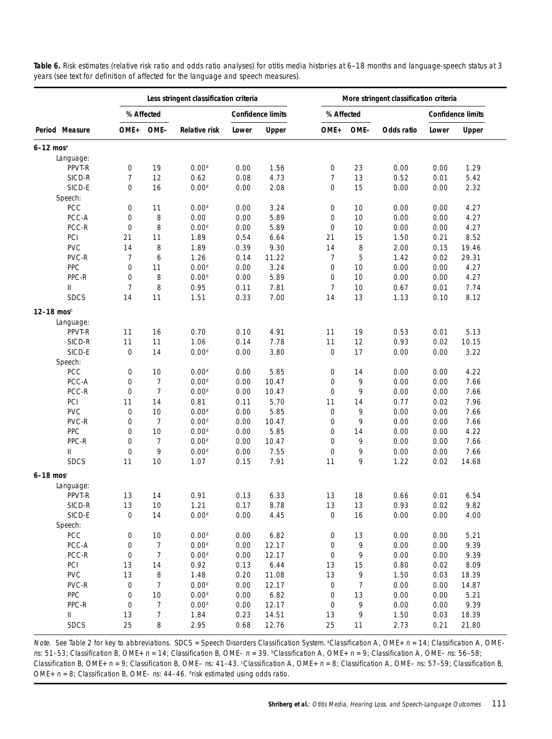**Table 6.** Risk estimates (relative risk ratio and odds ratio analyses) for otitis media histories at 6–18 months and language-speech status at 3 years (see text for definition of affected for the language and speech measures).

| | | Less stringent classification criteria | | | | | More stringent classification criteria | | | | |
|---|---|---|---|---|---|---|---|---|---|---|---|
| | | % Affected | | | Confidence limits | | % Affected | | | Confidence limits | |
| Period | Measure | OME+ | OME- | Relative risk | Lower | Upper | OME+ | OME- | Odds ratio | Lower | Upper |
| 6–12 mos[a] | | | | | | | | | | | |
| | Language: | | | | | | | | | | |
| | PPVT-R | 0 | 19 | 0.00[d] | 0.00 | 1.56 | 0 | 23 | 0.00 | 0.00 | 1.29 |
| | SICD-R | 7 | 12 | 0.62 | 0.08 | 4.73 | 7 | 13 | 0.52 | 0.01 | 5.42 |
| | SICD-E | 0 | 16 | 0.00[d] | 0.00 | 2.08 | 0 | 15 | 0.00 | 0.00 | 2.32 |
| | Speech: | | | | | | | | | | |
| | PCC | 0 | 11 | 0.00[d] | 0.00 | 3.24 | 0 | 10 | 0.00 | 0.00 | 4.27 |
| | PCC-A | 0 | 8 | 0.00 | 0.00 | 5.89 | 0 | 10 | 0.00 | 0.00 | 4.27 |
| | PCC-R | 0 | 8 | 0.00[d] | 0.00 | 5.89 | 0 | 10 | 0.00 | 0.00 | 4.27 |
| | PCI | 21 | 11 | 1.89 | 0.54 | 6.64 | 21 | 15 | 1.50 | 0.21 | 8.52 |
| | PVC | 14 | 8 | 1.89 | 0.39 | 9.30 | 14 | 8 | 2.00 | 0.15 | 19.46 |
| | PVC-R | 7 | 6 | 1.26 | 0.14 | 11.22 | 7 | 5 | 1.42 | 0.02 | 29.31 |
| | PPC | 0 | 11 | 0.00[d] | 0.00 | 3.24 | 0 | 10 | 0.00 | 0.00 | 4.27 |
| | PPC-R | 0 | 8 | 0.00[d] | 0.00 | 5.89 | 0 | 10 | 0.00 | 0.00 | 4.27 |
| | II | 7 | 8 | 0.95 | 0.11 | 7.81 | 7 | 10 | 0.67 | 0.01 | 7.74 |
| | SDCS | 14 | 11 | 1.51 | 0.33 | 7.00 | 14 | 13 | 1.13 | 0.10 | 8.12 |
| 12–18 mos[b] | | | | | | | | | | | |
| | Language: | | | | | | | | | | |
| | PPVT-R | 11 | 16 | 0.70 | 0.10 | 4.91 | 11 | 19 | 0.53 | 0.01 | 5.13 |
| | SICD-R | 11 | 11 | 1.06 | 0.14 | 7.78 | 11 | 12 | 0.93 | 0.02 | 10.15 |
| | SICD-E | 0 | 14 | 0.00[d] | 0.00 | 3.80 | 0 | 17 | 0.00 | 0.00 | 3.22 |
| | Speech: | | | | | | | | | | |
| | PCC | 0 | 10 | 0.00[d] | 0.00 | 5.85 | 0 | 14 | 0.00 | 0.00 | 4.22 |
| | PCC-A | 0 | 7 | 0.00[d] | 0.00 | 10.47 | 0 | 9 | 0.00 | 0.00 | 7.66 |
| | PCC-R | 0 | 7 | 0.00[d] | 0.00 | 10.47 | 0 | 9 | 0.00 | 0.00 | 7.66 |
| | PCI | 11 | 14 | 0.81 | 0.11 | 5.70 | 11 | 14 | 0.77 | 0.02 | 7.96 |
| | PVC | 0 | 10 | 0.00[d] | 0.00 | 5.85 | 0 | 9 | 0.00 | 0.00 | 7.66 |
| | PVC-R | 0 | 7 | 0.00[d] | 0.00 | 10.47 | 0 | 9 | 0.00 | 0.00 | 7.66 |
| | PPC | 0 | 10 | 0.00[d] | 0.00 | 5.85 | 0 | 14 | 0.00 | 0.00 | 4.22 |
| | PPC-R | 0 | 7 | 0.00[d] | 0.00 | 10.47 | 0 | 9 | 0.00 | 0.00 | 7.66 |
| | II | 0 | 9 | 0.00[d] | 0.00 | 7.55 | 0 | 9 | 0.00 | 0.00 | 7.66 |
| | SDCS | 11 | 10 | 1.07 | 0.15 | 7.91 | 11 | 9 | 1.22 | 0.02 | 14.68 |
| 6–18 mos[c] | | | | | | | | | | | |
| | Language: | | | | | | | | | | |
| | PPVT-R | 13 | 14 | 0.91 | 0.13 | 6.33 | 13 | 18 | 0.66 | 0.01 | 6.54 |
| | SICD-R | 13 | 10 | 1.21 | 0.17 | 8.78 | 13 | 13 | 0.93 | 0.02 | 9.82 |
| | SICD-E | 0 | 14 | 0.00[d] | 0.00 | 4.45 | 0 | 16 | 0.00 | 0.00 | 4.00 |
| | Speech: | | | | | | | | | | |
| | PCC | 0 | 10 | 0.00[d] | 0.00 | 6.82 | 0 | 13 | 0.00 | 0.00 | 5.21 |
| | PCC-A | 0 | 7 | 0.00[d] | 0.00 | 12.17 | 0 | 9 | 0.00 | 0.00 | 9.39 |
| | PCC-R | 0 | 7 | 0.00[d] | 0.00 | 12.17 | 0 | 9 | 0.00 | 0.00 | 9.39 |
| | PCI | 13 | 14 | 0.92 | 0.13 | 6.44 | 13 | 15 | 0.80 | 0.02 | 8.09 |
| | PVC | 13 | 8 | 1.48 | 0.20 | 11.08 | 13 | 9 | 1.50 | 0.03 | 18.39 |
| | PVC-R | 0 | 7 | 0.00[d] | 0.00 | 12.17 | 0 | 7 | 0.00 | 0.00 | 14.87 |
| | PPC | 0 | 10 | 0.00[d] | 0.00 | 6.82 | 0 | 13 | 0.00 | 0.00 | 5.21 |
| | PPC-R | 0 | 7 | 0.00[d] | 0.00 | 12.17 | 0 | 9 | 0.00 | 0.00 | 9.39 |
| | II | 13 | 7 | 1.84 | 0.23 | 14.51 | 13 | 9 | 1.50 | 0.03 | 18.39 |
| | SDCS | 25 | 8 | 2.95 | 0.68 | 12.76 | 25 | 11 | 2.73 | 0.21 | 21.80 |

*Note.* See Table 2 for key to abbreviations. SDCS = Speech Disorders Classification System. [a]Classification A, OME+ *n* = 14; Classification A, OME– *ns*: 51–53; Classification B, OME+ *n* = 14; Classification B, OME– *n* = 39. [b]Classification A, OME+ *n* = 9; Classification A, OME– *ns*: 56–58; Classification B, OME+ *n* = 9; Classification B, OME– *ns*: 41–43. [c]Classification A, OME+ *n* = 8; Classification A, OME– *ns*: 57–59; Classification B, OME+ *n* = 8; Classification B, OME– *ns*: 44–46. [d]risk estimated using odds ratio.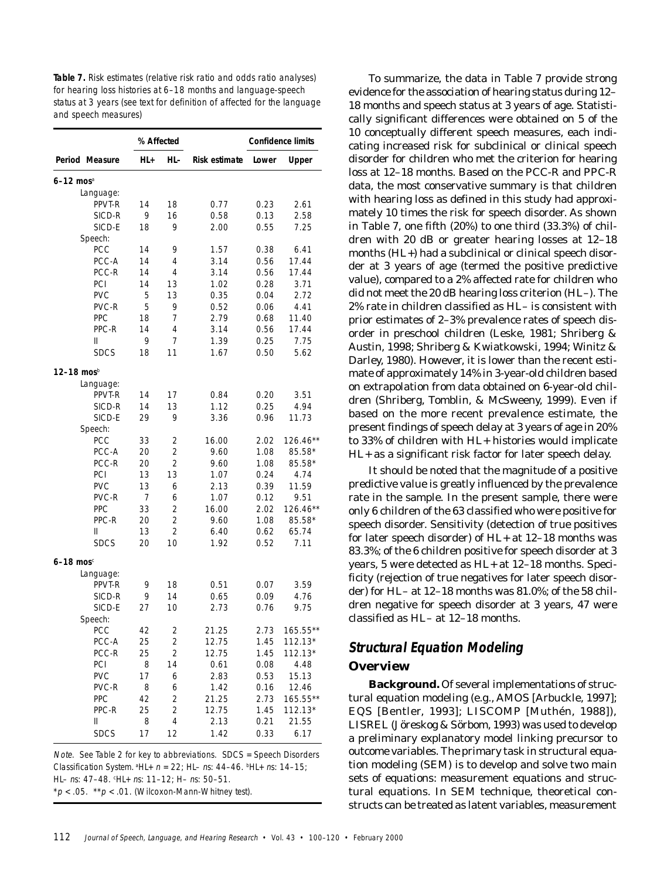**Table 7.** Risk estimates (relative risk ratio and odds ratio analyses) for hearing loss histories at 6–18 months and language-speech status at 3 years (see text for definition of affected for the language and speech measures)

| Period | Measure | % Affected HL+ | % Affected HL- | Risk estimate | Confidence limits Lower | Confidence limits Upper |
|---|---|---|---|---|---|---|
| 6–12 mos[a] | | | | | | |
| | Language: | | | | | |
| | PPVT-R | 14 | 18 | 0.77 | 0.23 | 2.61 |
| | SICD-R | 9 | 16 | 0.58 | 0.13 | 2.58 |
| | SICD-E | 18 | 9 | 2.00 | 0.55 | 7.25 |
| | Speech: | | | | | |
| | PCC | 14 | 9 | 1.57 | 0.38 | 6.41 |
| | PCC-A | 14 | 4 | 3.14 | 0.56 | 17.44 |
| | PCC-R | 14 | 4 | 3.14 | 0.56 | 17.44 |
| | PCI | 14 | 13 | 1.02 | 0.28 | 3.71 |
| | PVC | 5 | 13 | 0.35 | 0.04 | 2.72 |
| | PVC-R | 5 | 9 | 0.52 | 0.06 | 4.41 |
| | PPC | 18 | 7 | 2.79 | 0.68 | 11.40 |
| | PPC-R | 14 | 4 | 3.14 | 0.56 | 17.44 |
| | II | 9 | 7 | 1.39 | 0.25 | 7.75 |
| | SDCS | 18 | 11 | 1.67 | 0.50 | 5.62 |
| 12–18 mos[b] | | | | | | |
| | Language: | | | | | |
| | PPVT-R | 14 | 17 | 0.84 | 0.20 | 3.51 |
| | SICD-R | 14 | 13 | 1.12 | 0.25 | 4.94 |
| | SICD-E | 29 | 9 | 3.36 | 0.96 | 11.73 |
| | Speech: | | | | | |
| | PCC | 33 | 2 | 16.00 | 2.02 | 126.46** |
| | PCC-A | 20 | 2 | 9.60 | 1.08 | 85.58* |
| | PCC-R | 20 | 2 | 9.60 | 1.08 | 85.58* |
| | PCI | 13 | 13 | 1.07 | 0.24 | 4.74 |
| | PVC | 13 | 6 | 2.13 | 0.39 | 11.59 |
| | PVC-R | 7 | 6 | 1.07 | 0.12 | 9.51 |
| | PPC | 33 | 2 | 16.00 | 2.02 | 126.46** |
| | PPC-R | 20 | 2 | 9.60 | 1.08 | 85.58* |
| | II | 13 | 2 | 6.40 | 0.62 | 65.74 |
| | SDCS | 20 | 10 | 1.92 | 0.52 | 7.11 |
| 6–18 mos[c] | | | | | | |
| | Language: | | | | | |
| | PPVT-R | 9 | 18 | 0.51 | 0.07 | 3.59 |
| | SICD-R | 9 | 14 | 0.65 | 0.09 | 4.76 |
| | SICD-E | 27 | 10 | 2.73 | 0.76 | 9.75 |
| | Speech: | | | | | |
| | PCC | 42 | 2 | 21.25 | 2.73 | 165.55** |
| | PCC-A | 25 | 2 | 12.75 | 1.45 | 112.13* |
| | PCC-R | 25 | 2 | 12.75 | 1.45 | 112.13* |
| | PCI | 8 | 14 | 0.61 | 0.08 | 4.48 |
| | PVC | 17 | 6 | 2.83 | 0.53 | 15.13 |
| | PVC-R | 8 | 6 | 1.42 | 0.16 | 12.46 |
| | PPC | 42 | 2 | 21.25 | 2.73 | 165.55** |
| | PPC-R | 25 | 2 | 12.75 | 1.45 | 112.13* |
| | II | 8 | 4 | 2.13 | 0.21 | 21.55 |
| | SDCS | 17 | 12 | 1.42 | 0.33 | 6.17 |

*Note.* See Table 2 for key to abbreviations. SDCS = Speech Disorders Classification System. [a]HL+ $n$ = 22; HL– $n$s: 44–46. [b]HL+ $n$s: 14–15; HL– $n$s: 47–48. [c]HL+ $n$s: 11–12; H– $n$s: 50–51.
$^{*}p < .05$. $^{**}p < .01$. (Wilcoxon-Mann-Whitney test).

To summarize, the data in Table 7 provide strong evidence for the association of hearing status during 12–18 months and speech status at 3 years of age. Statistically significant differences were obtained on 5 of the 10 conceptually different speech measures, each indicating increased risk for subclinical or clinical speech disorder for children who met the criterion for hearing loss at 12–18 months. Based on the PCC-R and PPC-R data, the most conservative summary is that children with hearing loss as defined in this study had approximately 10 times the risk for speech disorder. As shown in Table 7, one fifth (20%) to one third (33.3%) of children with 20 dB or greater hearing losses at 12–18 months (HL+) had a subclinical or clinical speech disorder at 3 years of age (termed the positive predictive value), compared to a 2% affected rate for children who did not meet the 20 dB hearing loss criterion (HL–). The 2% rate in children classified as HL– is consistent with prior estimates of 2–3% prevalence rates of speech disorder in preschool children (Leske, 1981; Shriberg & Austin, 1998; Shriberg & Kwiatkowski, 1994; Winitz & Darley, 1980). However, it is lower than the recent estimate of approximately 14% in 3-year-old children based on extrapolation from data obtained on 6-year-old children (Shriberg, Tomblin, & McSweeny, 1999). Even if based on the more recent prevalence estimate, the present findings of speech delay at 3 years of age in 20% to 33% of children with HL+ histories would implicate HL+ as a significant risk factor for later speech delay.

It should be noted that the magnitude of a positive predictive value is greatly influenced by the prevalence rate in the sample. In the present sample, there were only 6 children of the 63 classified who were positive for speech disorder. Sensitivity (detection of true positives for later speech disorder) of HL+ at 12–18 months was 83.3%; of the 6 children positive for speech disorder at 3 years, 5 were detected as HL+ at 12–18 months. Specificity (rejection of true negatives for later speech disorder) for HL– at 12–18 months was 81.0%; of the 58 children negative for speech disorder at 3 years, 47 were classified as HL– at 12–18 months.

## Structural Equation Modeling

### Overview

**Background.** Of several implementations of structural equation modeling (e.g., AMOS [Arbuckle, 1997]; EQS [Bentler, 1993]; LISCOMP [Muthén, 1988]), LISREL (Jöreskog & Sörbom, 1993) was used to develop a preliminary explanatory model linking precursor to outcome variables. The primary task in structural equation modeling (SEM) is to develop and solve two main sets of equations: measurement equations and structural equations. In SEM technique, theoretical constructs can be treated as latent variables, measurement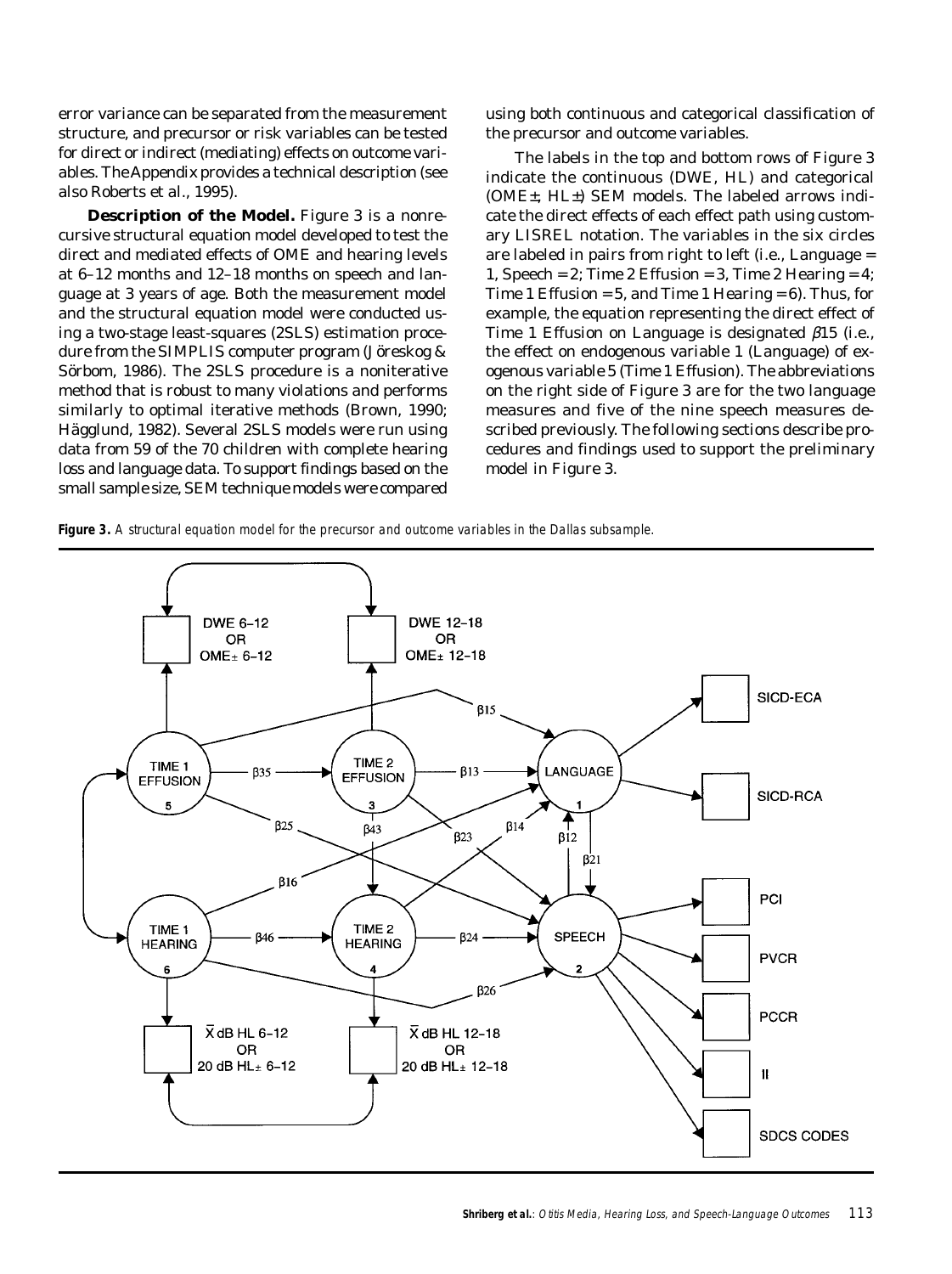error variance can be separated from the measurement structure, and precursor or risk variables can be tested for direct or indirect (mediating) effects on outcome variables. The Appendix provides a technical description (see also Roberts et al., 1995).

**Description of the Model.** Figure 3 is a nonrecursive structural equation model developed to test the direct and mediated effects of OME and hearing levels at 6–12 months and 12–18 months on speech and language at 3 years of age. Both the measurement model and the structural equation model were conducted using a two-stage least-squares (2SLS) estimation procedure from the SIMPLIS computer program (Jöreskog & Sörbom, 1986). The 2SLS procedure is a noniterative method that is robust to many violations and performs similarly to optimal iterative methods (Brown, 1990; Hägglund, 1982). Several 2SLS models were run using data from 59 of the 70 children with complete hearing loss and language data. To support findings based on the small sample size, SEM technique models were compared using both continuous and categorical classification of the precursor and outcome variables.

The labels in the top and bottom rows of Figure 3 indicate the continuous (DWE, HL) and categorical (OME±, HL±) SEM models. The labeled arrows indicate the direct effects of each effect path using customary LISREL notation. The variables in the six circles are labeled in pairs from right to left (i.e., Language = 1, Speech = 2; Time 2 Effusion = 3, Time 2 Hearing = 4; Time 1 Effusion = 5, and Time 1 Hearing = 6). Thus, for example, the equation representing the direct effect of Time 1 Effusion on Language is designated $\beta 15$ (i.e., the effect on endogenous variable 1 (Language) of exogenous variable 5 (Time 1 Effusion). The abbreviations on the right side of Figure 3 are for the two language measures and five of the nine speech measures described previously. The following sections describe procedures and findings used to support the preliminary model in Figure 3.

**Figure 3.** A structural equation model for the precursor and outcome variables in the Dallas subsample.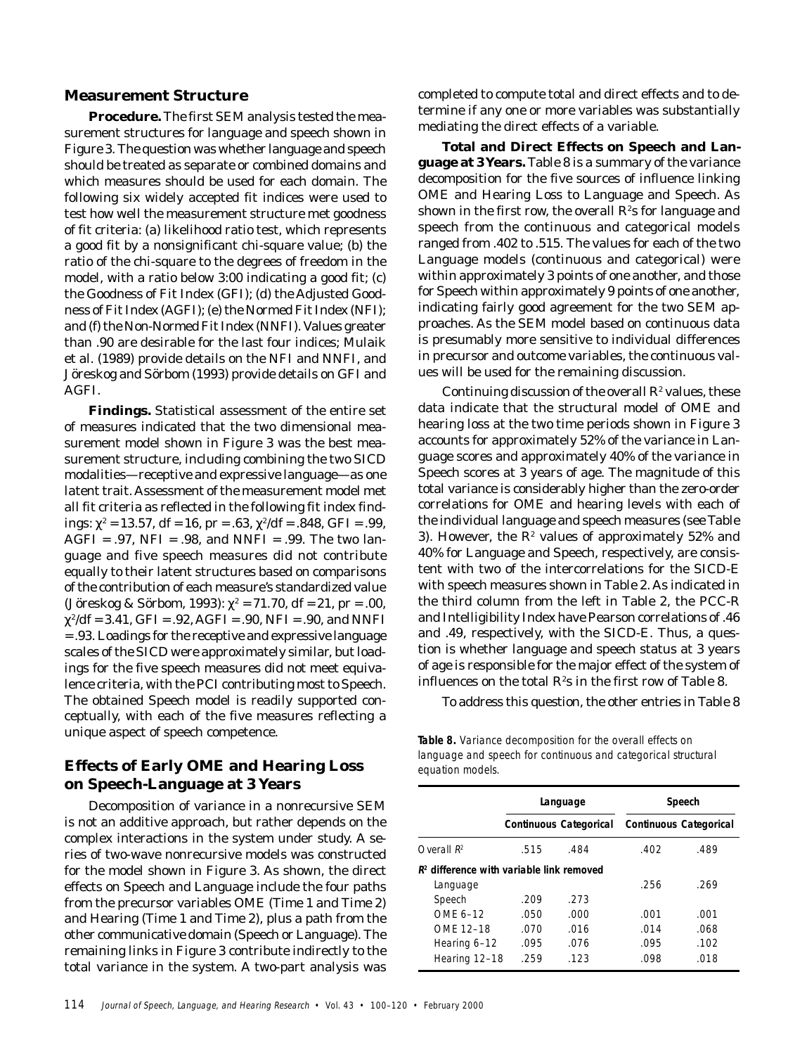## Measurement Structure

**Procedure.** The first SEM analysis tested the measurement structures for language and speech shown in Figure 3. The question was whether language and speech should be treated as separate or combined domains and which measures should be used for each domain. The following six widely accepted fit indices were used to test how well the measurement structure met goodness of fit criteria: (a) likelihood ratio test, which represents a good fit by a nonsignificant chi-square value; (b) the ratio of the chi-square to the degrees of freedom in the model, with a ratio below 3:00 indicating a good fit; (c) the Goodness of Fit Index (GFI); (d) the Adjusted Goodness of Fit Index (AGFI); (e) the Normed Fit Index (NFI); and (f) the Non-Normed Fit Index (NNFI). Values greater than .90 are desirable for the last four indices; Mulaik et al. (1989) provide details on the NFI and NNFI, and Jöreskog and Sörbom (1993) provide details on GFI and AGFI.

**Findings.** Statistical assessment of the entire set of measures indicated that the two dimensional measurement model shown in Figure 3 was the best measurement structure, including combining the two SICD modalities—receptive and expressive language—as one latent trait. Assessment of the measurement model met all fit criteria as reflected in the following fit index findings: $\chi^2 = 13.57$, df = 16, pr = .63, $\chi^2$/df = .848, GFI = .99, AGFI = .97, NFI = .98, and NNFI = .99. The two language and five speech measures did not contribute equally to their latent structures based on comparisons of the contribution of each measure's standardized value (Jöreskog & Sörbom, 1993): $\chi^2 = 71.70$, df = 21, pr = .00, $\chi^2$/df = 3.41, GFI = .92, AGFI = .90, NFI = .90, and NNFI = .93. Loadings for the receptive and expressive language scales of the SICD were approximately similar, but loadings for the five speech measures did not meet equivalence criteria, with the PCI contributing most to Speech. The obtained Speech model is readily supported conceptually, with each of the five measures reflecting a unique aspect of speech competence.

## Effects of Early OME and Hearing Loss on Speech-Language at 3 Years

Decomposition of variance in a nonrecursive SEM is not an additive approach, but rather depends on the complex interactions in the system under study. A series of two-wave nonrecursive models was constructed for the model shown in Figure 3. As shown, the direct effects on Speech and Language include the four paths from the precursor variables OME (Time 1 and Time 2) and Hearing (Time 1 and Time 2), plus a path from the other communicative domain (Speech or Language). The remaining links in Figure 3 contribute indirectly to the total variance in the system. A two-part analysis was completed to compute total and direct effects and to determine if any one or more variables was substantially mediating the direct effects of a variable.

**Total and Direct Effects on Speech and Language at 3 Years.** Table 8 is a summary of the variance decomposition for the five sources of influence linking OME and Hearing Loss to Language and Speech. As shown in the first row, the overall $R^2$s for language and speech from the continuous and categorical models ranged from .402 to .515. The values for each of the two Language models (continuous and categorical) were within approximately 3 points of one another, and those for Speech within approximately 9 points of one another, indicating fairly good agreement for the two SEM approaches. As the SEM model based on continuous data is presumably more sensitive to individual differences in precursor and outcome variables, the continuous values will be used for the remaining discussion.

Continuing discussion of the overall $R^2$ values, these data indicate that the structural model of OME and hearing loss at the two time periods shown in Figure 3 accounts for approximately 52% of the variance in Language scores and approximately 40% of the variance in Speech scores at 3 years of age. The magnitude of this total variance is considerably higher than the zero-order correlations for OME and hearing levels with each of the individual language and speech measures (see Table 3). However, the $R^2$ values of approximately 52% and 40% for Language and Speech, respectively, are consistent with two of the intercorrelations for the SICD-E with speech measures shown in Table 2. As indicated in the third column from the left in Table 2, the PCC-R and Intelligibility Index have Pearson correlations of .46 and .49, respectively, with the SICD-E. Thus, a question is whether language and speech status at 3 years of age is responsible for the major effect of the system of influences on the total $R^2$s in the first row of Table 8.

To address this question, the other entries in Table 8

**Table 8.** *Variance decomposition for the overall effects on language and speech for continuous and categorical structural equation models.*

| | Language | | Speech | |
|---|---|---|---|---|
| | Continuous | Categorical | Continuous | Categorical |
| Overall $R^2$ | .515 | .484 | .402 | .489 |
| **$R^2$ difference with variable link removed** | | | | |
| Language | | | .256 | .269 |
| Speech | .209 | .273 | | |
| OME 6–12 | .050 | .000 | .001 | .001 |
| OME 12–18 | .070 | .016 | .014 | .068 |
| Hearing 6–12 | .095 | .076 | .095 | .102 |
| Hearing 12–18 | .259 | .123 | .098 | .018 |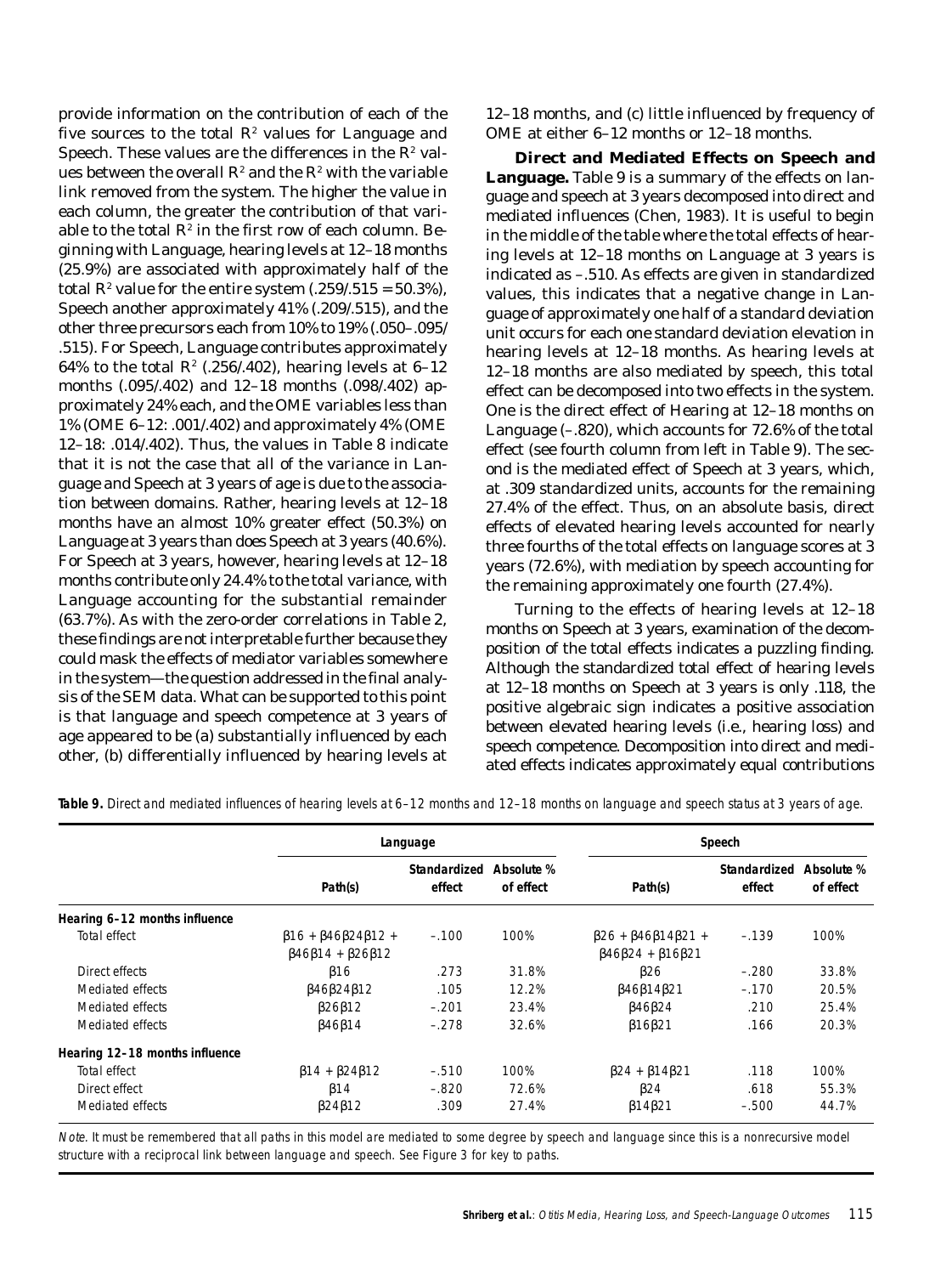provide information on the contribution of each of the five sources to the total $R^2$ values for Language and Speech. These values are the differences in the $R^2$ values between the overall $R^2$ and the $R^2$ with the variable link removed from the system. The higher the value in each column, the greater the contribution of that variable to the total $R^2$ in the first row of each column. Beginning with Language, hearing levels at 12–18 months (25.9%) are associated with approximately half of the total $R^2$ value for the entire system (.259/.515 = 50.3%), Speech another approximately 41% (.209/.515), and the other three precursors each from 10% to 19% (.050–.095/.515). For Speech, Language contributes approximately 64% to the total $R^2$ (.256/.402), hearing levels at 6–12 months (.095/.402) and 12–18 months (.098/.402) approximately 24% each, and the OME variables less than 1% (OME 6–12: .001/.402) and approximately 4% (OME 12–18: .014/.402). Thus, the values in Table 8 indicate that it is not the case that all of the variance in Language and Speech at 3 years of age is due to the association between domains. Rather, hearing levels at 12–18 months have an almost 10% greater effect (50.3%) on Language at 3 years than does Speech at 3 years (40.6%). For Speech at 3 years, however, hearing levels at 12–18 months contribute only 24.4% to the total variance, with Language accounting for the substantial remainder (63.7%). As with the zero-order correlations in Table 2, these findings are not interpretable further because they could mask the effects of mediator variables somewhere in the system—the question addressed in the final analysis of the SEM data. What can be supported to this point is that language and speech competence at 3 years of age appeared to be (a) substantially influenced by each other, (b) differentially influenced by hearing levels at 12–18 months, and (c) little influenced by frequency of OME at either 6–12 months or 12–18 months.

**Direct and Mediated Effects on Speech and Language.** Table 9 is a summary of the effects on language and speech at 3 years decomposed into direct and mediated influences (Chen, 1983). It is useful to begin in the middle of the table where the total effects of hearing levels at 12–18 months on Language at 3 years is indicated as –.510. As effects are given in standardized values, this indicates that a negative change in Language of approximately one half of a standard deviation unit occurs for each one standard deviation elevation in hearing levels at 12–18 months. As hearing levels at 12–18 months are also mediated by speech, this total effect can be decomposed into two effects in the system. One is the direct effect of Hearing at 12–18 months on Language (–.820), which accounts for 72.6% of the total effect (see fourth column from left in Table 9). The second is the mediated effect of Speech at 3 years, which, at .309 standardized units, accounts for the remaining 27.4% of the effect. Thus, on an absolute basis, direct effects of elevated hearing levels accounted for nearly three fourths of the total effects on language scores at 3 years (72.6%), with mediation by speech accounting for the remaining approximately one fourth (27.4%).

Turning to the effects of hearing levels at 12–18 months on Speech at 3 years, examination of the decomposition of the total effects indicates a puzzling finding. Although the standardized total effect of hearing levels at 12–18 months on Speech at 3 years is only .118, the positive algebraic sign indicates a positive association between elevated hearing levels (i.e., hearing loss) and speech competence. Decomposition into direct and mediated effects indicates approximately equal contributions

**Table 9.** *Direct and mediated influences of hearing levels at 6–12 months and 12–18 months on language and speech status at 3 years of age.*

| | Language | | | Speech | | |
|---|---|---|---|---|---|---|
| | Path(s) | Standardized effect | Absolute % of effect | Path(s) | Standardized effect | Absolute % of effect |
| ***Hearing 6–12 months influence*** | | | | | | |
| Total effect | β16 + β46β24β12 + β46β14 + β26β12 | –.100 | 100% | β26 + β46β14β21 + β46β24 + β16β21 | –.139 | 100% |
| Direct effects | β16 | .273 | 31.8% | β26 | –.280 | 33.8% |
| Mediated effects | β46β24β12 | .105 | 12.2% | β46β14β21 | –.170 | 20.5% |
| Mediated effects | β26β12 | –.201 | 23.4% | β46β24 | .210 | 25.4% |
| Mediated effects | β46β14 | –.278 | 32.6% | β16β21 | .166 | 20.3% |
| ***Hearing 12–18 months influence*** | | | | | | |
| Total effect | β14 + β24β12 | –.510 | 100% | β24 + β14β21 | .118 | 100% |
| Direct effect | β14 | –.820 | 72.6% | β24 | .618 | 55.3% |
| Mediated effects | β24β12 | .309 | 27.4% | β14β21 | –.500 | 44.7% |

*Note.* It must be remembered that all paths in this model are mediated to some degree by speech and language since this is a nonrecursive model structure with a reciprocal link between language and speech. See Figure 3 for key to paths.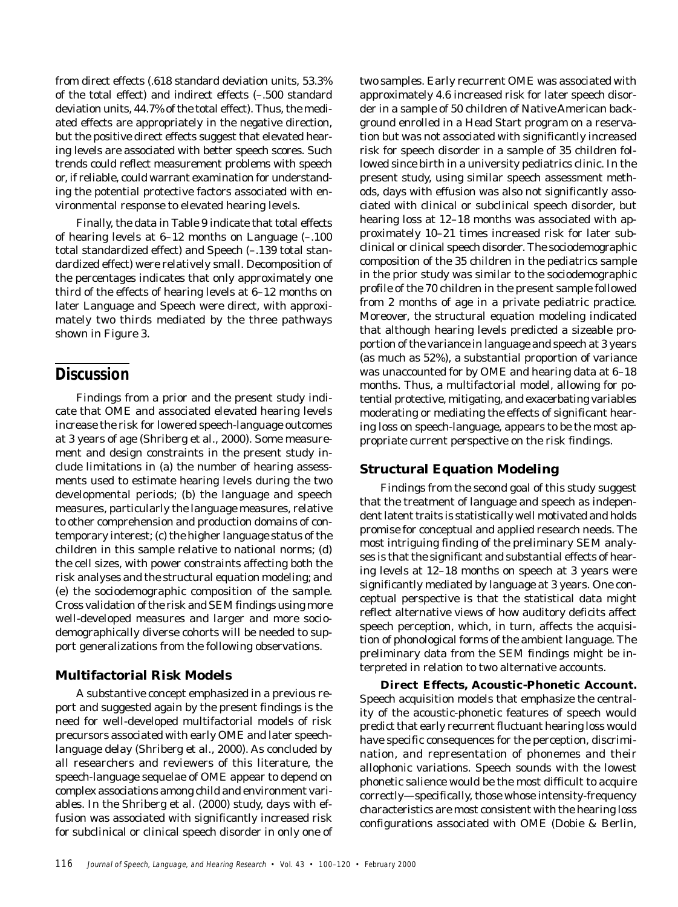from direct effects (.618 standard deviation units, 53.3% of the total effect) and indirect effects (–.500 standard deviation units, 44.7% of the total effect). Thus, the mediated effects are appropriately in the negative direction, but the positive direct effects suggest that elevated hearing levels are associated with better speech scores. Such trends could reflect measurement problems with speech or, if reliable, could warrant examination for understanding the potential protective factors associated with environmental response to elevated hearing levels.

Finally, the data in Table 9 indicate that total effects of hearing levels at 6–12 months on Language (–.100 total standardized effect) and Speech (–.139 total standardized effect) were relatively small. Decomposition of the percentages indicates that only approximately one third of the effects of hearing levels at 6–12 months on later Language and Speech were direct, with approximately two thirds mediated by the three pathways shown in Figure 3.

## Discussion

Findings from a prior and the present study indicate that OME and associated elevated hearing levels increase the risk for lowered speech-language outcomes at 3 years of age (Shriberg et al., 2000). Some measurement and design constraints in the present study include limitations in (a) the number of hearing assessments used to estimate hearing levels during the two developmental periods; (b) the language and speech measures, particularly the language measures, relative to other comprehension and production domains of contemporary interest; (c) the higher language status of the children in this sample relative to national norms; (d) the cell sizes, with power constraints affecting both the risk analyses and the structural equation modeling; and (e) the sociodemographic composition of the sample. Cross validation of the risk and SEM findings using more well-developed measures and larger and more sociodemographically diverse cohorts will be needed to support generalizations from the following observations.

### Multifactorial Risk Models

A substantive concept emphasized in a previous report and suggested again by the present findings is the need for well-developed multifactorial models of risk precursors associated with early OME and later speech-language delay (Shriberg et al., 2000). As concluded by all researchers and reviewers of this literature, the speech-language sequelae of OME appear to depend on complex associations among child and environment variables. In the Shriberg et al. (2000) study, days with effusion was associated with significantly increased risk for subclinical or clinical speech disorder in only one of two samples. Early recurrent OME was associated with approximately 4.6 increased risk for later speech disorder in a sample of 50 children of Native American background enrolled in a Head Start program on a reservation but was not associated with significantly increased risk for speech disorder in a sample of 35 children followed since birth in a university pediatrics clinic. In the present study, using similar speech assessment methods, days with effusion was also not significantly associated with clinical or subclinical speech disorder, but hearing loss at 12–18 months was associated with approximately 10–21 times increased risk for later subclinical or clinical speech disorder. The sociodemographic composition of the 35 children in the pediatrics sample in the prior study was similar to the sociodemographic profile of the 70 children in the present sample followed from 2 months of age in a private pediatric practice. Moreover, the structural equation modeling indicated that although hearing levels predicted a sizeable proportion of the variance in language and speech at 3 years (as much as 52%), a substantial proportion of variance was unaccounted for by OME and hearing data at 6–18 months. Thus, a multifactorial model, allowing for potential protective, mitigating, and exacerbating variables moderating or mediating the effects of significant hearing loss on speech-language, appears to be the most appropriate current perspective on the risk findings.

### Structural Equation Modeling

Findings from the second goal of this study suggest that the treatment of language and speech as independent latent traits is statistically well motivated and holds promise for conceptual and applied research needs. The most intriguing finding of the preliminary SEM analyses is that the significant and substantial effects of hearing levels at 12–18 months on speech at 3 years were significantly mediated by language at 3 years. One conceptual perspective is that the statistical data might reflect alternative views of how auditory deficits affect speech perception, which, in turn, affects the acquisition of phonological forms of the ambient language. The preliminary data from the SEM findings might be interpreted in relation to two alternative accounts.

**Direct Effects, Acoustic-Phonetic Account.** Speech acquisition models that emphasize the centrality of the acoustic-phonetic features of speech would predict that early recurrent fluctuant hearing loss would have specific consequences for the perception, discrimination, and representation of phonemes and their allophonic variations. Speech sounds with the lowest phonetic salience would be the most difficult to acquire correctly—specifically, those whose intensity-frequency characteristics are most consistent with the hearing loss configurations associated with OME (Dobie & Berlin,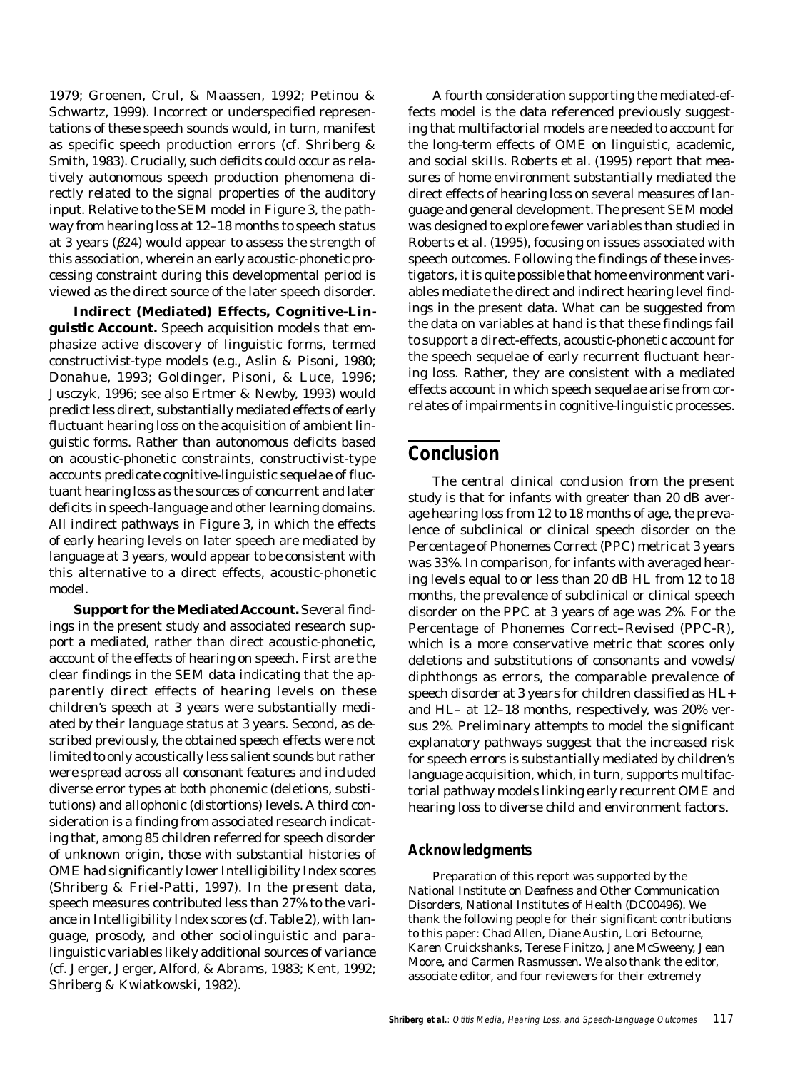1979; Groenen, Crul, & Maassen, 1992; Petinou & Schwartz, 1999). Incorrect or underspecified representations of these speech sounds would, in turn, manifest as specific speech production errors (cf. Shriberg & Smith, 1983). Crucially, such deficits could occur as relatively autonomous speech production phenomena directly related to the signal properties of the auditory input. Relative to the SEM model in Figure 3, the pathway from hearing loss at 12–18 months to speech status at 3 years ($\beta 24$) would appear to assess the strength of this association, wherein an early acoustic-phonetic processing constraint during this developmental period is viewed as the *direct* source of the later speech disorder.

**Indirect (Mediated) Effects, Cognitive-Linguistic Account.** Speech acquisition models that emphasize active discovery of linguistic forms, termed constructivist-type models (e.g., Aslin & Pisoni, 1980; Donahue, 1993; Goldinger, Pisoni, & Luce, 1996; Jusczyk, 1996; see also Ertmer & Newby, 1993) would predict less direct, substantially mediated effects of early fluctuant hearing loss on the acquisition of ambient linguistic forms. Rather than autonomous deficits based on acoustic-phonetic constraints, constructivist-type accounts predicate cognitive-linguistic sequelae of fluctuant hearing loss as the sources of concurrent and later deficits in speech-language and other learning domains. All indirect pathways in Figure 3, in which the effects of early hearing levels on later speech are mediated by language at 3 years, would appear to be consistent with this alternative to a direct effects, acoustic-phonetic model.

**Support for the Mediated Account.** Several findings in the present study and associated research support a mediated, rather than direct acoustic-phonetic, account of the effects of hearing on speech. First are the clear findings in the SEM data indicating that the apparently direct effects of hearing levels on these children's speech at 3 years were substantially mediated by their language status at 3 years. Second, as described previously, the obtained speech effects were not limited to only acoustically less salient sounds but rather were spread across all consonant features and included diverse error types at both phonemic (deletions, substitutions) and allophonic (distortions) levels. A third consideration is a finding from associated research indicating that, among 85 children referred for speech disorder of unknown origin, those with substantial histories of OME had significantly lower Intelligibility Index scores (Shriberg & Friel-Patti, 1997). In the present data, speech measures contributed less than 27% to the variance in Intelligibility Index scores (cf. Table 2), with language, prosody, and other sociolinguistic and paralinguistic variables likely additional sources of variance (cf. Jerger, Jerger, Alford, & Abrams, 1983; Kent, 1992; Shriberg & Kwiatkowski, 1982).

A fourth consideration supporting the mediated-effects model is the data referenced previously suggesting that multifactorial models are needed to account for the long-term effects of OME on linguistic, academic, and social skills. Roberts et al. (1995) report that measures of home environment substantially mediated the direct effects of hearing loss on several measures of language and general development. The present SEM model was designed to explore fewer variables than studied in Roberts et al. (1995), focusing on issues associated with speech outcomes. Following the findings of these investigators, it is quite possible that home environment variables mediate the direct and indirect hearing level findings in the present data. What can be suggested from the data on variables at hand is that these findings fail to support a direct-effects, acoustic-phonetic account for the speech sequelae of early recurrent fluctuant hearing loss. Rather, they are consistent with a mediated effects account in which speech sequelae arise from correlates of impairments in cognitive-linguistic processes.

## Conclusion

The central clinical conclusion from the present study is that for infants with greater than 20 dB average hearing loss from 12 to 18 months of age, the prevalence of subclinical or clinical speech disorder on the Percentage of Phonemes Correct (PPC) metric at 3 years was 33%. In comparison, for infants with averaged hearing levels equal to or less than 20 dB HL from 12 to 18 months, the prevalence of subclinical or clinical speech disorder on the PPC at 3 years of age was 2%. For the Percentage of Phonemes Correct–Revised (PPC-R), which is a more conservative metric that scores only deletions and substitutions of consonants and vowels/diphthongs as errors, the comparable prevalence of speech disorder at 3 years for children classified as HL+ and HL– at 12–18 months, respectively, was 20% versus 2%. Preliminary attempts to model the significant explanatory pathways suggest that the increased risk for speech errors is substantially mediated by children's language acquisition, which, in turn, supports multifactorial pathway models linking early recurrent OME and hearing loss to diverse child and environment factors.

### Acknowledgments

Preparation of this report was supported by the National Institute on Deafness and Other Communication Disorders, National Institutes of Health (DC00496). We thank the following people for their significant contributions to this paper: Chad Allen, Diane Austin, Lori Betourne, Karen Cruickshanks, Terese Finitzo, Jane McSweeny, Jean Moore, and Carmen Rasmussen. We also thank the editor, associate editor, and four reviewers for their extremely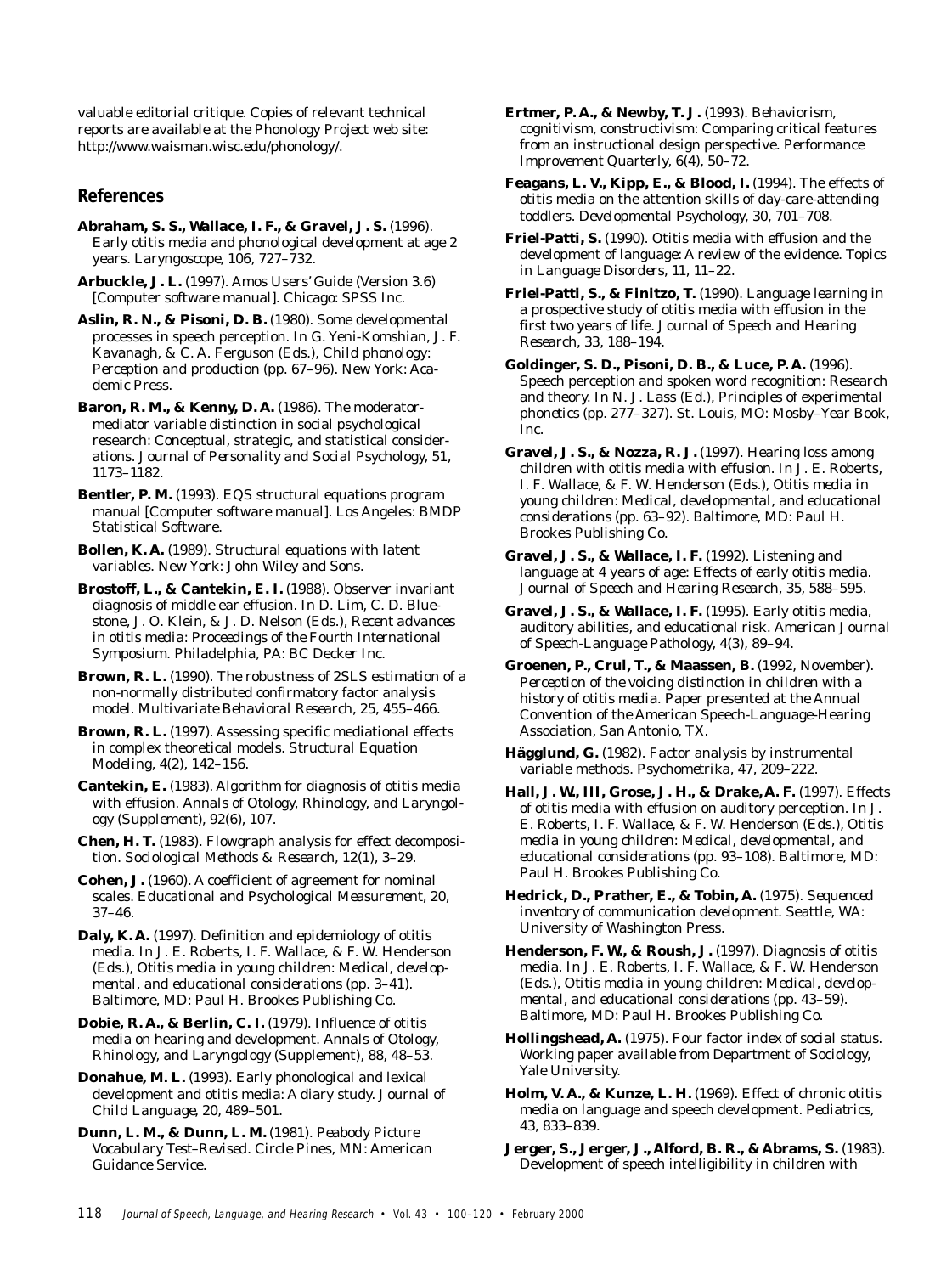valuable editorial critique. Copies of relevant technical reports are available at the Phonology Project web site: http://www.waisman.wisc.edu/phonology/.

## References

**Abraham, S. S., Wallace, I. F., & Gravel, J. S.** (1996). Early otitis media and phonological development at age 2 years. *Laryngoscope, 106*, 727–732.

**Arbuckle, J. L.** (1997). *Amos Users' Guide (Version 3.6)* [Computer software manual]. Chicago: SPSS Inc.

**Aslin, R. N., & Pisoni, D. B.** (1980). Some developmental processes in speech perception. In G. Yeni-Komshian, J. F. Kavanagh, & C. A. Ferguson (Eds.), *Child phonology: Perception and production* (pp. 67–96). New York: Academic Press.

**Baron, R. M., & Kenny, D. A.** (1986). The moderator-mediator variable distinction in social psychological research: Conceptual, strategic, and statistical considerations. *Journal of Personality and Social Psychology, 51*, 1173–1182.

**Bentler, P. M.** (1993). *EQS structural equations program manual* [Computer software manual]. Los Angeles: BMDP Statistical Software.

**Bollen, K. A.** (1989). *Structural equations with latent variables.* New York: John Wiley and Sons.

**Brostoff, L., & Cantekin, E. I.** (1988). Observer invariant diagnosis of middle ear effusion. In D. Lim, C. D. Bluestone, J. O. Klein, & J. D. Nelson (Eds.), *Recent advances in otitis media: Proceedings of the Fourth International Symposium.* Philadelphia, PA: BC Decker Inc.

**Brown, R. L.** (1990). The robustness of 2SLS estimation of a non-normally distributed confirmatory factor analysis model. *Multivariate Behavioral Research, 25*, 455–466.

**Brown, R. L.** (1997). Assessing specific mediational effects in complex theoretical models. *Structural Equation Modeling, 4*(2), 142–156.

**Cantekin, E.** (1983). Algorithm for diagnosis of otitis media with effusion. *Annals of Otology, Rhinology, and Laryngology (Supplement), 92*(6), 107.

**Chen, H. T.** (1983). Flowgraph analysis for effect decomposition. *Sociological Methods & Research, 12*(1), 3–29.

**Cohen, J.** (1960). A coefficient of agreement for nominal scales. *Educational and Psychological Measurement, 20*, 37–46.

**Daly, K. A.** (1997). Definition and epidemiology of otitis media. In J. E. Roberts, I. F. Wallace, & F. W. Henderson (Eds.), *Otitis media in young children: Medical, developmental, and educational considerations* (pp. 3–41). Baltimore, MD: Paul H. Brookes Publishing Co.

**Dobie, R. A., & Berlin, C. I.** (1979). Influence of otitis media on hearing and development. *Annals of Otology, Rhinology, and Laryngology (Supplement), 88*, 48–53.

**Donahue, M. L.** (1993). Early phonological and lexical development and otitis media: A diary study. *Journal of Child Language, 20*, 489–501.

**Dunn, L. M., & Dunn, L. M.** (1981). *Peabody Picture Vocabulary Test–Revised.* Circle Pines, MN: American Guidance Service.

**Ertmer, P. A., & Newby, T. J.** (1993). Behaviorism, cognitivism, constructivism: Comparing critical features from an instructional design perspective. *Performance Improvement Quarterly, 6*(4), 50–72.

**Feagans, L. V., Kipp, E., & Blood, I.** (1994). The effects of otitis media on the attention skills of day-care-attending toddlers. *Developmental Psychology, 30*, 701–708.

**Friel-Patti, S.** (1990). Otitis media with effusion and the development of language: A review of the evidence. *Topics in Language Disorders, 11*, 11–22.

**Friel-Patti, S., & Finitzo, T.** (1990). Language learning in a prospective study of otitis media with effusion in the first two years of life. *Journal of Speech and Hearing Research, 33*, 188–194.

**Goldinger, S. D., Pisoni, D. B., & Luce, P. A.** (1996). Speech perception and spoken word recognition: Research and theory. In N. J. Lass (Ed.), *Principles of experimental phonetics* (pp. 277–327). St. Louis, MO: Mosby–Year Book, Inc.

**Gravel, J. S., & Nozza, R. J.** (1997). Hearing loss among children with otitis media with effusion. In J. E. Roberts, I. F. Wallace, & F. W. Henderson (Eds.), *Otitis media in young children: Medical, developmental, and educational considerations* (pp. 63–92). Baltimore, MD: Paul H. Brookes Publishing Co.

**Gravel, J. S., & Wallace, I. F.** (1992). Listening and language at 4 years of age: Effects of early otitis media. *Journal of Speech and Hearing Research, 35*, 588–595.

**Gravel, J. S., & Wallace, I. F.** (1995). Early otitis media, auditory abilities, and educational risk. *American Journal of Speech-Language Pathology, 4*(3), 89–94.

**Groenen, P., Crul, T., & Maassen, B.** (1992, November). *Perception of the voicing distinction in children with a history of otitis media.* Paper presented at the Annual Convention of the American Speech-Language-Hearing Association, San Antonio, TX.

**Hägglund, G.** (1982). Factor analysis by instrumental variable methods. *Psychometrika, 47*, 209–222.

**Hall, J. W., III, Grose, J. H., & Drake, A. F.** (1997). Effects of otitis media with effusion on auditory perception. In J. E. Roberts, I. F. Wallace, & F. W. Henderson (Eds.), *Otitis media in young children: Medical, developmental, and educational considerations* (pp. 93–108). Baltimore, MD: Paul H. Brookes Publishing Co.

**Hedrick, D., Prather, E., & Tobin, A.** (1975). *Sequenced inventory of communication development.* Seattle, WA: University of Washington Press.

**Henderson, F. W., & Roush, J.** (1997). Diagnosis of otitis media. In J. E. Roberts, I. F. Wallace, & F. W. Henderson (Eds.), *Otitis media in young children: Medical, developmental, and educational considerations* (pp. 43–59). Baltimore, MD: Paul H. Brookes Publishing Co.

**Hollingshead, A.** (1975). *Four factor index of social status.* Working paper available from Department of Sociology, Yale University.

**Holm, V. A., & Kunze, L. H.** (1969). Effect of chronic otitis media on language and speech development. *Pediatrics, 43*, 833–839.

**Jerger, S., Jerger, J., Alford, B. R., & Abrams, S.** (1983). Development of speech intelligibility in children with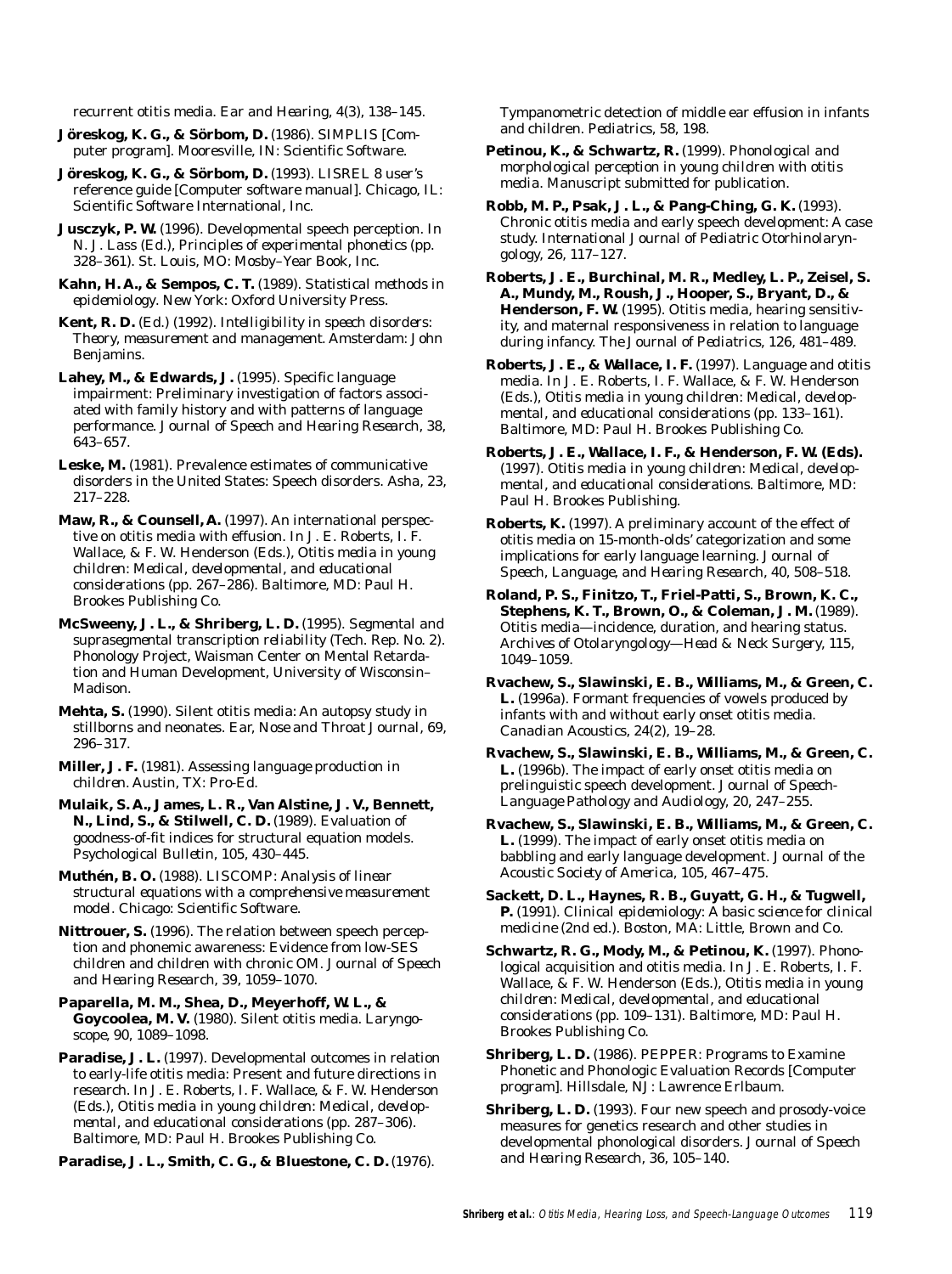recurrent otitis media. *Ear and Hearing, 4*(3), 138–145.

**Jöreskog, K. G., & Sörbom, D.** (1986). SIMPLIS [Computer program]. Mooresville, IN: Scientific Software.

**Jöreskog, K. G., & Sörbom, D.** (1993). *LISREL 8 user's reference guide* [Computer software manual]. Chicago, IL: Scientific Software International, Inc.

**Jusczyk, P. W.** (1996). Developmental speech perception. In N. J. Lass (Ed.), *Principles of experimental phonetics* (pp. 328–361). St. Louis, MO: Mosby–Year Book, Inc.

**Kahn, H. A., & Sempos, C. T.** (1989). *Statistical methods in epidemiology.* New York: Oxford University Press.

**Kent, R. D.** (Ed.) (1992). *Intelligibility in speech disorders: Theory, measurement and management.* Amsterdam: John Benjamins.

**Lahey, M., & Edwards, J.** (1995). Specific language impairment: Preliminary investigation of factors associated with family history and with patterns of language performance. *Journal of Speech and Hearing Research, 38,* 643–657.

**Leske, M.** (1981). Prevalence estimates of communicative disorders in the United States: Speech disorders. *Asha, 23,* 217–228.

**Maw, R., & Counsell, A.** (1997). An international perspective on otitis media with effusion. In J. E. Roberts, I. F. Wallace, & F. W. Henderson (Eds.), *Otitis media in young children: Medical, developmental, and educational considerations* (pp. 267–286). Baltimore, MD: Paul H. Brookes Publishing Co.

**McSweeny, J. L., & Shriberg, L. D.** (1995). *Segmental and suprasegmental transcription reliability* (Tech. Rep. No. 2). Phonology Project, Waisman Center on Mental Retardation and Human Development, University of Wisconsin–Madison.

**Mehta, S.** (1990). Silent otitis media: An autopsy study in stillborns and neonates. *Ear, Nose and Throat Journal, 69,* 296–317.

**Miller, J. F.** (1981). *Assessing language production in children.* Austin, TX: Pro-Ed.

**Mulaik, S. A., James, L. R., Van Alstine, J. V., Bennett, N., Lind, S., & Stilwell, C. D.** (1989). Evaluation of goodness-of-fit indices for structural equation models. *Psychological Bulletin, 105,* 430–445.

**Muthén, B. O.** (1988). *LISCOMP: Analysis of linear structural equations with a comprehensive measurement model.* Chicago: Scientific Software.

**Nittrouer, S.** (1996). The relation between speech perception and phonemic awareness: Evidence from low-SES children and children with chronic OM. *Journal of Speech and Hearing Research, 39,* 1059–1070.

**Paparella, M. M., Shea, D., Meyerhoff, W. L., & Goycoolea, M. V.** (1980). Silent otitis media. *Laryngoscope, 90,* 1089–1098.

**Paradise, J. L.** (1997). Developmental outcomes in relation to early-life otitis media: Present and future directions in research. In J. E. Roberts, I. F. Wallace, & F. W. Henderson (Eds.), *Otitis media in young children: Medical, developmental, and educational considerations* (pp. 287–306). Baltimore, MD: Paul H. Brookes Publishing Co.

**Paradise, J. L., Smith, C. G., & Bluestone, C. D.** (1976). Tympanometric detection of middle ear effusion in infants and children. *Pediatrics, 58,* 198.

**Petinou, K., & Schwartz, R.** (1999). *Phonological and morphological perception in young children with otitis media.* Manuscript submitted for publication.

**Robb, M. P., Psak, J. L., & Pang-Ching, G. K.** (1993). Chronic otitis media and early speech development: A case study. *International Journal of Pediatric Otorhinolaryngology, 26,* 117–127.

**Roberts, J. E., Burchinal, M. R., Medley, L. P., Zeisel, S. A., Mundy, M., Roush, J., Hooper, S., Bryant, D., & Henderson, F. W.** (1995). Otitis media, hearing sensitivity, and maternal responsiveness in relation to language during infancy. *The Journal of Pediatrics, 126,* 481–489.

**Roberts, J. E., & Wallace, I. F.** (1997). Language and otitis media. In J. E. Roberts, I. F. Wallace, & F. W. Henderson (Eds.), *Otitis media in young children: Medical, developmental, and educational considerations* (pp. 133–161). Baltimore, MD: Paul H. Brookes Publishing Co.

**Roberts, J. E., Wallace, I. F., & Henderson, F. W. (Eds).** (1997). *Otitis media in young children: Medical, developmental, and educational considerations.* Baltimore, MD: Paul H. Brookes Publishing.

**Roberts, K.** (1997). A preliminary account of the effect of otitis media on 15-month-olds' categorization and some implications for early language learning. *Journal of Speech, Language, and Hearing Research, 40,* 508–518.

**Roland, P. S., Finitzo, T., Friel-Patti, S., Brown, K. C., Stephens, K. T., Brown, O., & Coleman, J. M.** (1989). Otitis media—incidence, duration, and hearing status. *Archives of Otolaryngology—Head & Neck Surgery, 115,* 1049–1059.

**Rvachew, S., Slawinski, E. B., Williams, M., & Green, C. L.** (1996a). Formant frequencies of vowels produced by infants with and without early onset otitis media. *Canadian Acoustics, 24*(2), 19–28.

**Rvachew, S., Slawinski, E. B., Williams, M., & Green, C. L.** (1996b). The impact of early onset otitis media on prelinguistic speech development. *Journal of Speech-Language Pathology and Audiology, 20,* 247–255.

**Rvachew, S., Slawinski, E. B., Williams, M., & Green, C. L.** (1999). The impact of early onset otitis media on babbling and early language development. *Journal of the Acoustic Society of America, 105,* 467–475.

**Sackett, D. L., Haynes, R. B., Guyatt, G. H., & Tugwell, P.** (1991). *Clinical epidemiology: A basic science for clinical medicine* (2nd ed.). Boston, MA: Little, Brown and Co.

**Schwartz, R. G., Mody, M., & Petinou, K.** (1997). Phonological acquisition and otitis media. In J. E. Roberts, I. F. Wallace, & F. W. Henderson (Eds.), *Otitis media in young children: Medical, developmental, and educational considerations* (pp. 109–131). Baltimore, MD: Paul H. Brookes Publishing Co.

**Shriberg, L. D.** (1986). PEPPER: Programs to Examine Phonetic and Phonologic Evaluation Records [Computer program]. Hillsdale, NJ: Lawrence Erlbaum.

**Shriberg, L. D.** (1993). Four new speech and prosody-voice measures for genetics research and other studies in developmental phonological disorders. *Journal of Speech and Hearing Research, 36,* 105–140.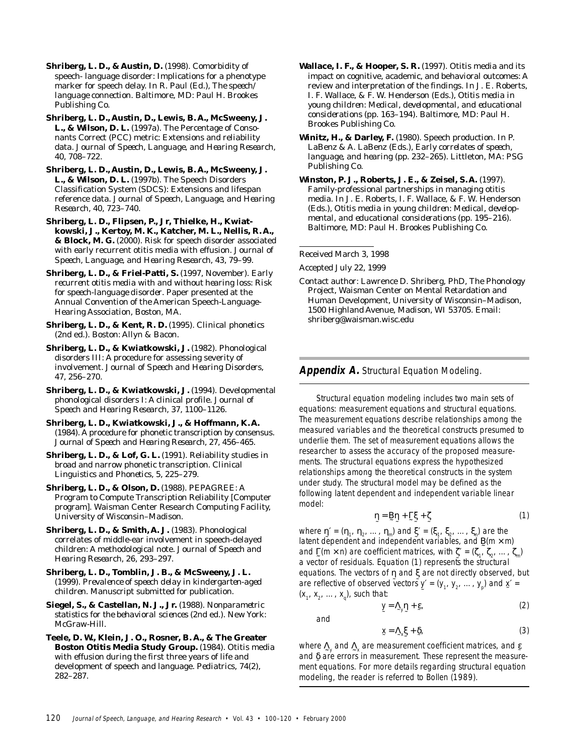**Shriberg, L. D., & Austin, D.** (1998). Comorbidity of speech- language disorder: Implications for a phenotype marker for speech delay. In R. Paul (Ed.), *The speech/language connection*. Baltimore, MD: Paul H. Brookes Publishing Co.

**Shriberg, L. D., Austin, D., Lewis, B. A., McSweeny, J. L., & Wilson, D. L.** (1997a). The Percentage of Consonants Correct (PCC) metric: Extensions and reliability data. *Journal of Speech, Language, and Hearing Research, 40*, 708–722.

**Shriberg, L. D., Austin, D., Lewis, B. A., McSweeny, J. L., & Wilson, D. L.** (1997b). The Speech Disorders Classification System (SDCS): Extensions and lifespan reference data. *Journal of Speech, Language, and Hearing Research, 40*, 723–740.

**Shriberg, L. D., Flipsen, P., Jr, Thielke, H., Kwiatkowski, J., Kertoy, M. K., Katcher, M. L., Nellis, R. A., & Block, M. G.** (2000). Risk for speech disorder associated with early recurrent otitis media with effusion. *Journal of Speech, Language, and Hearing Research, 43*, 79–99.

**Shriberg, L. D., & Friel-Patti, S.** (1997, November). *Early recurrent otitis media with and without hearing loss: Risk for speech-language disorder*. Paper presented at the Annual Convention of the American Speech-Language-Hearing Association, Boston, MA.

**Shriberg, L. D., & Kent, R. D.** (1995). *Clinical phonetics* (2nd ed.). Boston: Allyn & Bacon.

**Shriberg, L. D., & Kwiatkowski, J.** (1982). Phonological disorders III: A procedure for assessing severity of involvement. *Journal of Speech and Hearing Disorders, 47*, 256–270.

**Shriberg, L. D., & Kwiatkowski, J.** (1994). Developmental phonological disorders I: A clinical profile. *Journal of Speech and Hearing Research, 37*, 1100–1126.

**Shriberg, L. D., Kwiatkowski, J., & Hoffmann, K. A.** (1984). A procedure for phonetic transcription by consensus. *Journal of Speech and Hearing Research, 27*, 456–465.

**Shriberg, L. D., & Lof, G. L.** (1991). Reliability studies in broad and narrow phonetic transcription. *Clinical Linguistics and Phonetics, 5*, 225–279.

**Shriberg, L. D., & Olson, D.** (1988). PEPAGREE: A Program to Compute Transcription Reliability [Computer program]. Waisman Center Research Computing Facility, University of Wisconsin–Madison.

**Shriberg, L. D., & Smith, A. J.** (1983). Phonological correlates of middle-ear involvement in speech-delayed children: A methodological note. *Journal of Speech and Hearing Research, 26*, 293–297.

**Shriberg, L. D., Tomblin, J. B., & McSweeny, J. L.** (1999). *Prevalence of speech delay in kindergarten-aged children*. Manuscript submitted for publication.

**Siegel, S., & Castellan, N. J., Jr.** (1988). *Nonparametric statistics for the behavioral sciences* (2nd ed.). New York: McGraw-Hill.

**Teele, D. W., Klein, J. O., Rosner, B. A., & The Greater Boston Otitis Media Study Group.** (1984). Otitis media with effusion during the first three years of life and development of speech and language. *Pediatrics, 74*(2), 282–287.

**Wallace, I. F., & Hooper, S. R.** (1997). Otitis media and its impact on cognitive, academic, and behavioral outcomes: A review and interpretation of the findings. In J. E. Roberts, I. F. Wallace, & F. W. Henderson (Eds.), *Otitis media in young children: Medical, developmental, and educational considerations* (pp. 163–194). Baltimore, MD: Paul H. Brookes Publishing Co.

**Winitz, H., & Darley, F.** (1980). Speech production. In P. LaBenz & A. LaBenz (Eds.), *Early correlates of speech, language, and hearing* (pp. 232–265). Littleton, MA: PSG Publishing Co.

**Winston, P. J., Roberts, J. E., & Zeisel, S. A.** (1997). Family-professional partnerships in managing otitis media. In J. E. Roberts, I. F. Wallace, & F. W. Henderson (Eds.), *Otitis media in young children: Medical, developmental, and educational considerations* (pp. 195–216). Baltimore, MD: Paul H. Brookes Publishing Co.

---

Received March 3, 1998

Accepted July 22, 1999

Contact author: Lawrence D. Shriberg, PhD, The Phonology Project, Waisman Center on Mental Retardation and Human Development, University of Wisconsin–Madison, 1500 Highland Avenue, Madison, WI 53705. Email: shriberg@waisman.wisc.edu

## Appendix A. *Structural Equation Modeling.*

*Structural equation modeling includes two main sets of equations: measurement equations and structural equations. The measurement equations describe relationships among the measured variables and the theoretical constructs presumed to underlie them. The set of measurement equations allows the researcher to assess the accuracy of the proposed measurements. The structural equations express the hypothesized relationships among the theoretical constructs in the system under study. The structural model may be defined as the following latent dependent and independent variable linear model:*

$$\underset{\sim}{\eta} = \underset{\sim}{B}\underset{\sim}{\eta} + \underset{\sim}{\Gamma}\underset{\sim}{\xi} + \underset{\sim}{\zeta} \tag{1}$$

*where* $\underset{\sim}{\eta}' = (\eta_1, \eta_2, \ldots, \eta_m)$ *and* $\underset{\sim}{\xi}' = (\xi_1, \xi_2, \ldots, \xi_n)$ *are the latent dependent and independent variables, and* $\underset{\sim}{B}(m \times m)$ *and* $\underset{\sim}{\Gamma}(m \times n)$ *are coefficient matrices, with* $\underset{\sim}{\zeta}' = (\zeta_1, \zeta_2, \ldots, \zeta_m)$ *a vector of residuals. Equation (1) represents the structural equations. The vectors of* $\underset{\sim}{\eta}$ *and* $\underset{\sim}{\xi}$ *are not directly observed, but are reflective of observed vectors* $\underset{\sim}{y}' = (y_1, y_2, \ldots, y_p)$ *and* $\underset{\sim}{x}' = (x_1, x_2, \ldots, x_q)$*, such that:*

$$\underset{\sim}{y} = \underset{\sim}{\Lambda}_y\underset{\sim}{\eta} + \underset{\sim}{\varepsilon}, \tag{2}$$

*and*

$$\underset{\sim}{x} = \underset{\sim}{\Lambda}_x\underset{\sim}{\xi} + \underset{\sim}{\delta}, \tag{3}$$

*where* $\underset{\sim}{\Lambda}_y$ *and* $\underset{\sim}{\Lambda}_x$ *are measurement coefficient matrices, and* $\underset{\sim}{\varepsilon}$ *and* $\underset{\sim}{\delta}$ *are errors in measurement. These represent the measurement equations. For more details regarding structural equation modeling, the reader is referred to Bollen (1989).*